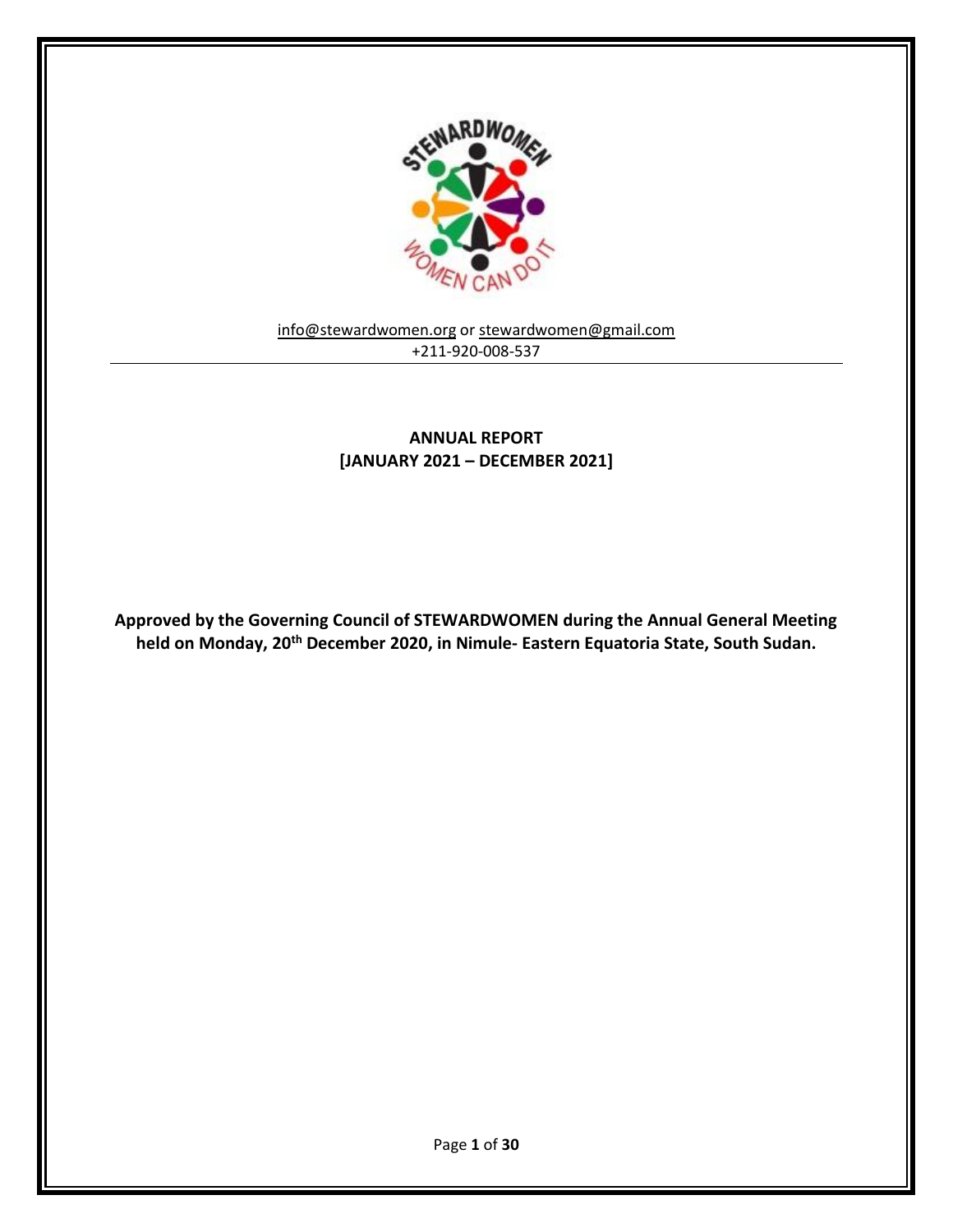info@stewardwomen.org or stewardwomen@gmail.com
+211-920-008-537

---

**ANNUAL REPORT**
**[JANUARY 2021 – DECEMBER 2021]**

**Approved by the Governing Council of STEWARDWOMEN during the Annual General Meeting held on Monday, 20th December 2020, in Nimule- Eastern Equatoria State, South Sudan.**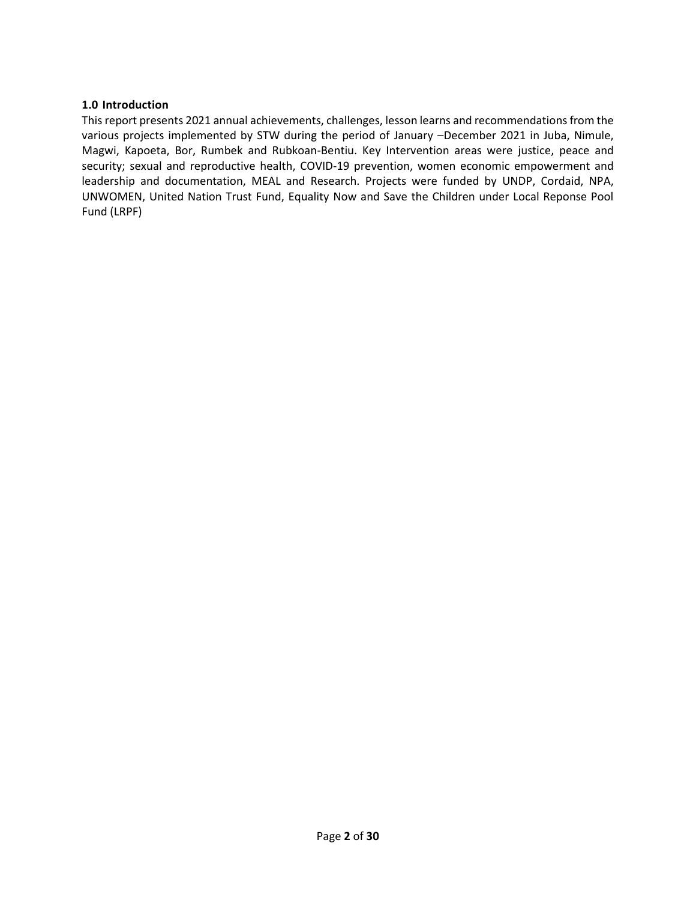## 1.0 Introduction

This report presents 2021 annual achievements, challenges, lesson learns and recommendations from the various projects implemented by STW during the period of January –December 2021 in Juba, Nimule, Magwi, Kapoeta, Bor, Rumbek and Rubkoan-Bentiu. Key Intervention areas were justice, peace and security; sexual and reproductive health, COVID-19 prevention, women economic empowerment and leadership and documentation, MEAL and Research. Projects were funded by UNDP, Cordaid, NPA, UNWOMEN, United Nation Trust Fund, Equality Now and Save the Children under Local Reponse Pool Fund (LRPF)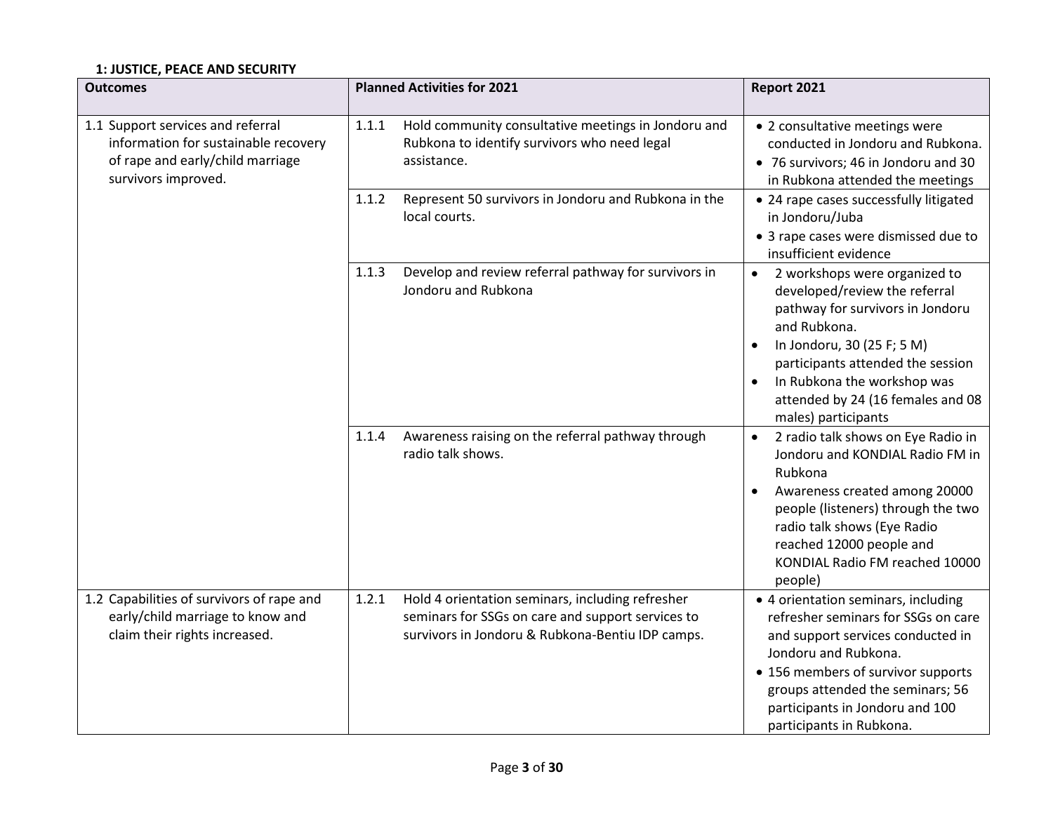**1: JUSTICE, PEACE AND SECURITY**

| Outcomes | Planned Activities for 2021 | Report 2021 |
|---|---|---|
| 1.1 Support services and referral information for sustainable recovery of rape and early/child marriage survivors improved. | 1.1.1 Hold community consultative meetings in Jondoru and Rubkona to identify survivors who need legal assistance. | • 2 consultative meetings were conducted in Jondoru and Rubkona.<br>• 76 survivors; 46 in Jondoru and 30 in Rubkona attended the meetings |
| | 1.1.2 Represent 50 survivors in Jondoru and Rubkona in the local courts. | • 24 rape cases successfully litigated in Jondoru/Juba<br>• 3 rape cases were dismissed due to insufficient evidence |
| | 1.1.3 Develop and review referral pathway for survivors in Jondoru and Rubkona | • 2 workshops were organized to developed/review the referral pathway for survivors in Jondoru and Rubkona.<br>• In Jondoru, 30 (25 F; 5 M) participants attended the session<br>• In Rubkona the workshop was attended by 24 (16 females and 08 males) participants |
| | 1.1.4 Awareness raising on the referral pathway through radio talk shows. | • 2 radio talk shows on Eye Radio in Jondoru and KONDIAL Radio FM in Rubkona<br>• Awareness created among 20000 people (listeners) through the two radio talk shows (Eye Radio reached 12000 people and KONDIAL Radio FM reached 10000 people) |
| 1.2 Capabilities of survivors of rape and early/child marriage to know and claim their rights increased. | 1.2.1 Hold 4 orientation seminars, including refresher seminars for SSGs on care and support services to survivors in Jondoru & Rubkona-Bentiu IDP camps. | • 4 orientation seminars, including refresher seminars for SSGs on care and support services conducted in Jondoru and Rubkona.<br>• 156 members of survivor supports groups attended the seminars; 56 participants in Jondoru and 100 participants in Rubkona. |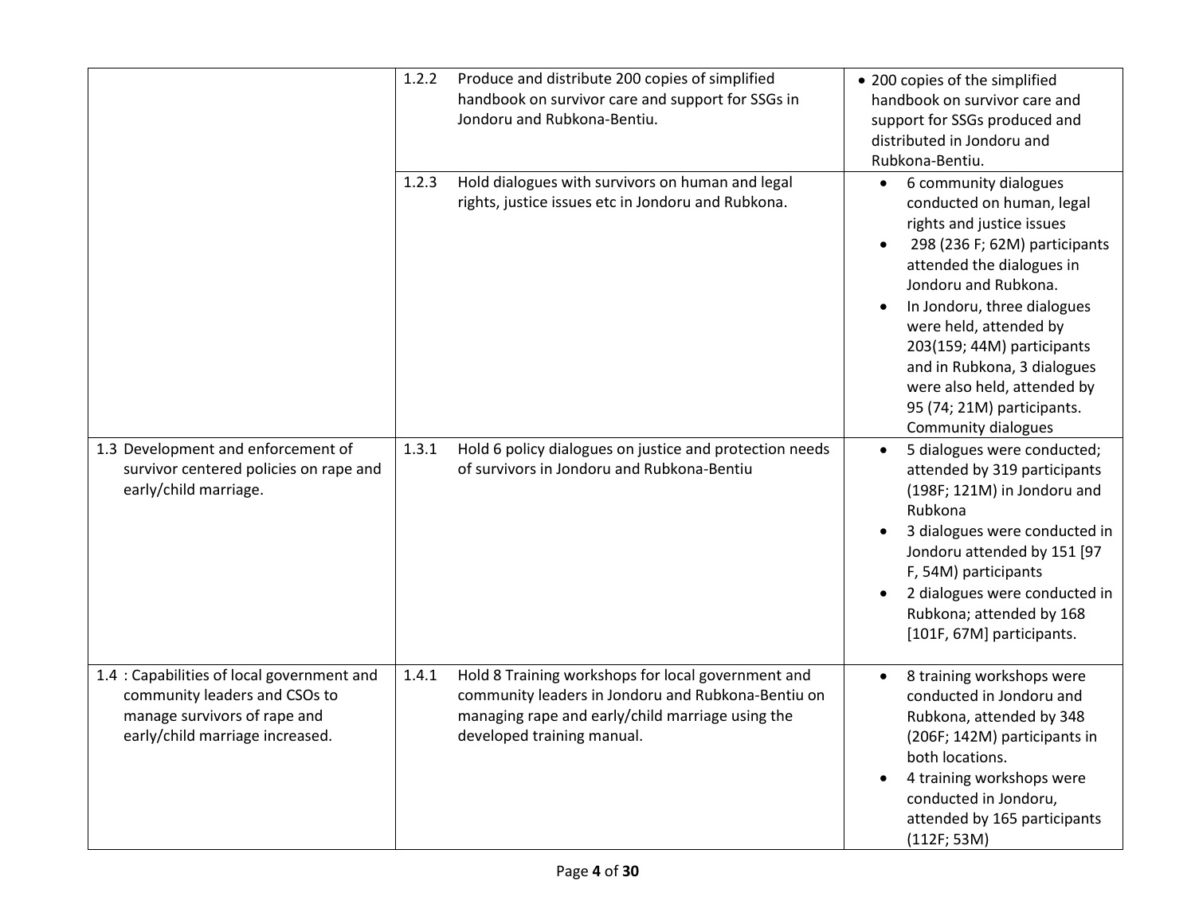| | | | |
|---|---|---|---|
| | 1.2.2 | Produce and distribute 200 copies of simplified handbook on survivor care and support for SSGs in Jondoru and Rubkona-Bentiu. | • 200 copies of the simplified handbook on survivor care and support for SSGs produced and distributed in Jondoru and Rubkona-Bentiu. |
| | 1.2.3 | Hold dialogues with survivors on human and legal rights, justice issues etc in Jondoru and Rubkona. | • 6 community dialogues conducted on human, legal rights and justice issues<br>• 298 (236 F; 62M) participants attended the dialogues in Jondoru and Rubkona.<br>• In Jondoru, three dialogues were held, attended by 203(159; 44M) participants and in Rubkona, 3 dialogues were also held, attended by 95 (74; 21M) participants. Community dialogues |
| 1.3 Development and enforcement of survivor centered policies on rape and early/child marriage. | 1.3.1 | Hold 6 policy dialogues on justice and protection needs of survivors in Jondoru and Rubkona-Bentiu | • 5 dialogues were conducted; attended by 319 participants (198F; 121M) in Jondoru and Rubkona<br>• 3 dialogues were conducted in Jondoru attended by 151 [97 F, 54M) participants<br>• 2 dialogues were conducted in Rubkona; attended by 168 [101F, 67M] participants. |
| 1.4 : Capabilities of local government and community leaders and CSOs to manage survivors of rape and early/child marriage increased. | 1.4.1 | Hold 8 Training workshops for local government and community leaders in Jondoru and Rubkona-Bentiu on managing rape and early/child marriage using the developed training manual. | • 8 training workshops were conducted in Jondoru and Rubkona, attended by 348 (206F; 142M) participants in both locations.<br>• 4 training workshops were conducted in Jondoru, attended by 165 participants (112F; 53M) |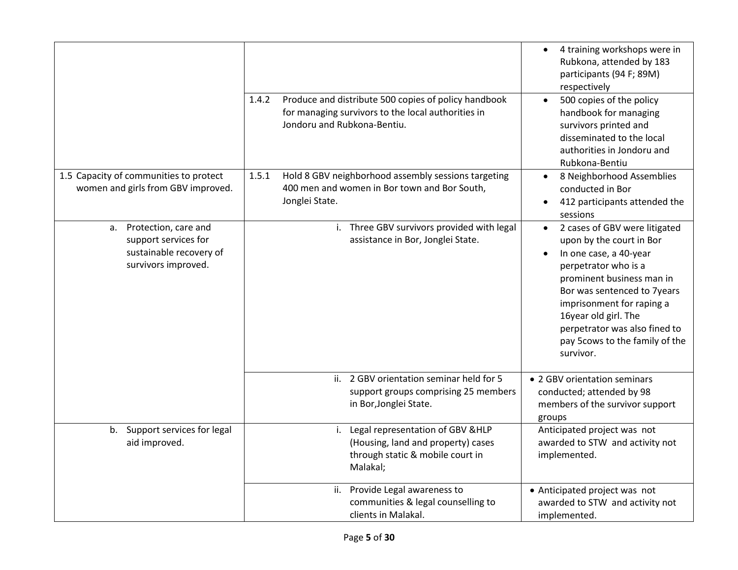| | | |
|---|---|---|
| | | • 4 training workshops were in Rubkona, attended by 183 participants (94 F; 89M) respectively |
| | 1.4.2 Produce and distribute 500 copies of policy handbook for managing survivors to the local authorities in Jondoru and Rubkona-Bentiu. | • 500 copies of the policy handbook for managing survivors printed and disseminated to the local authorities in Jondoru and Rubkona-Bentiu |
| 1.5 Capacity of communities to protect women and girls from GBV improved. | 1.5.1 Hold 8 GBV neighborhood assembly sessions targeting 400 men and women in Bor town and Bor South, Jonglei State. | • 8 Neighborhood Assemblies conducted in Bor<br>• 412 participants attended the sessions |
| a. Protection, care and support services for sustainable recovery of survivors improved. | i. Three GBV survivors provided with legal assistance in Bor, Jonglei State. | • 2 cases of GBV were litigated upon by the court in Bor<br>• In one case, a 40-year perpetrator who is a prominent business man in Bor was sentenced to 7years imprisonment for raping a 16year old girl. The perpetrator was also fined to pay 5cows to the family of the survivor. |
| | ii. 2 GBV orientation seminar held for 5 support groups comprising 25 members in Bor,Jonglei State. | • 2 GBV orientation seminars conducted; attended by 98 members of the survivor support groups |
| b. Support services for legal aid improved. | i. Legal representation of GBV &HLP (Housing, land and property) cases through static & mobile court in Malakal; | Anticipated project was not awarded to STW and activity not implemented. |
| | ii. Provide Legal awareness to communities & legal counselling to clients in Malakal. | • Anticipated project was not awarded to STW and activity not implemented. |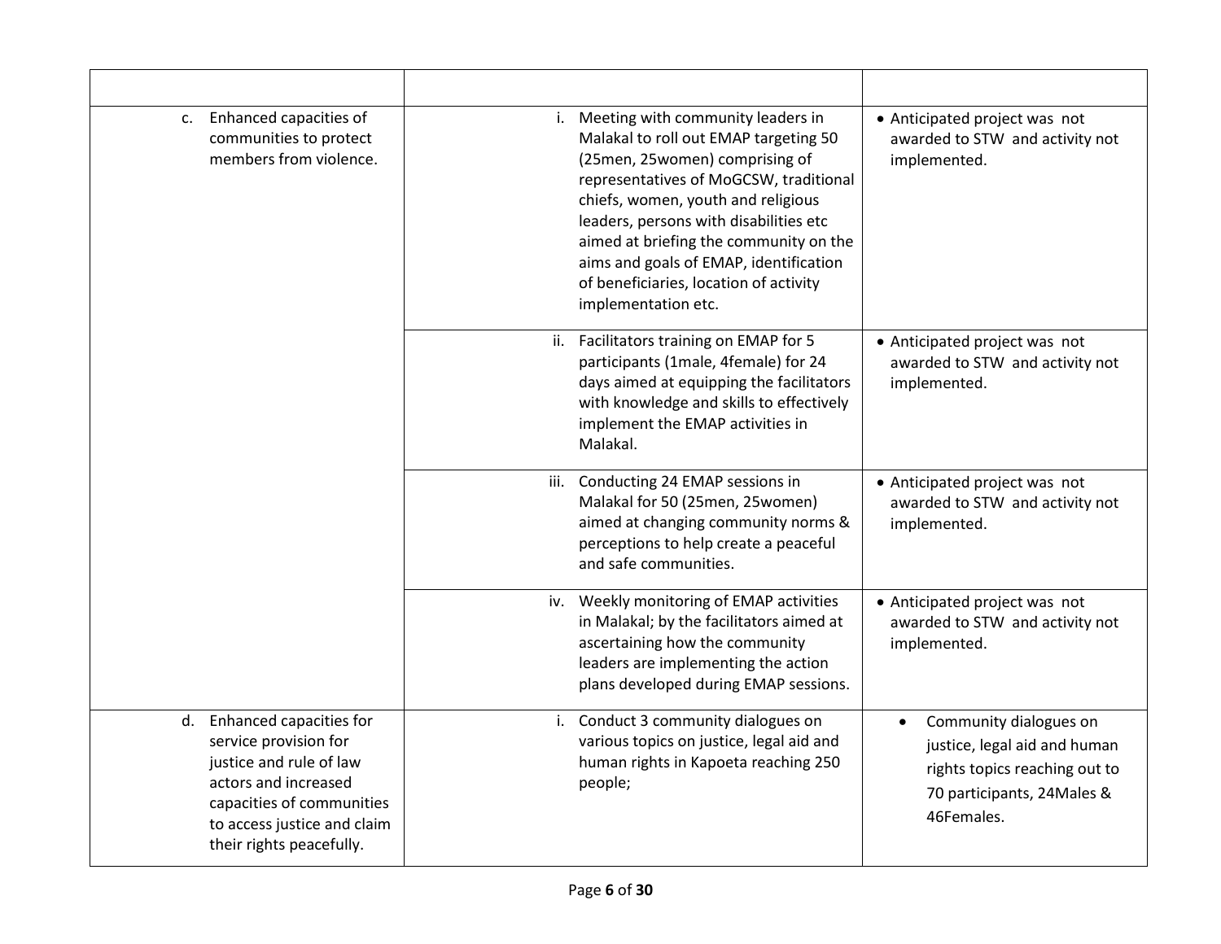| | | |
|---|---|---|
| c. Enhanced capacities of communities to protect members from violence. | i. Meeting with community leaders in Malakal to roll out EMAP targeting 50 (25men, 25women) comprising of representatives of MoGCSW, traditional chiefs, women, youth and religious leaders, persons with disabilities etc aimed at briefing the community on the aims and goals of EMAP, identification of beneficiaries, location of activity implementation etc. | • Anticipated project was not awarded to STW and activity not implemented. |
| | ii. Facilitators training on EMAP for 5 participants (1male, 4female) for 24 days aimed at equipping the facilitators with knowledge and skills to effectively implement the EMAP activities in Malakal. | • Anticipated project was not awarded to STW and activity not implemented. |
| | iii. Conducting 24 EMAP sessions in Malakal for 50 (25men, 25women) aimed at changing community norms & perceptions to help create a peaceful and safe communities. | • Anticipated project was not awarded to STW and activity not implemented. |
| | iv. Weekly monitoring of EMAP activities in Malakal; by the facilitators aimed at ascertaining how the community leaders are implementing the action plans developed during EMAP sessions. | • Anticipated project was not awarded to STW and activity not implemented. |
| d. Enhanced capacities for service provision for justice and rule of law actors and increased capacities of communities to access justice and claim their rights peacefully. | i. Conduct 3 community dialogues on various topics on justice, legal aid and human rights in Kapoeta reaching 250 people; | • Community dialogues on justice, legal aid and human rights topics reaching out to 70 participants, 24Males & 46Females. |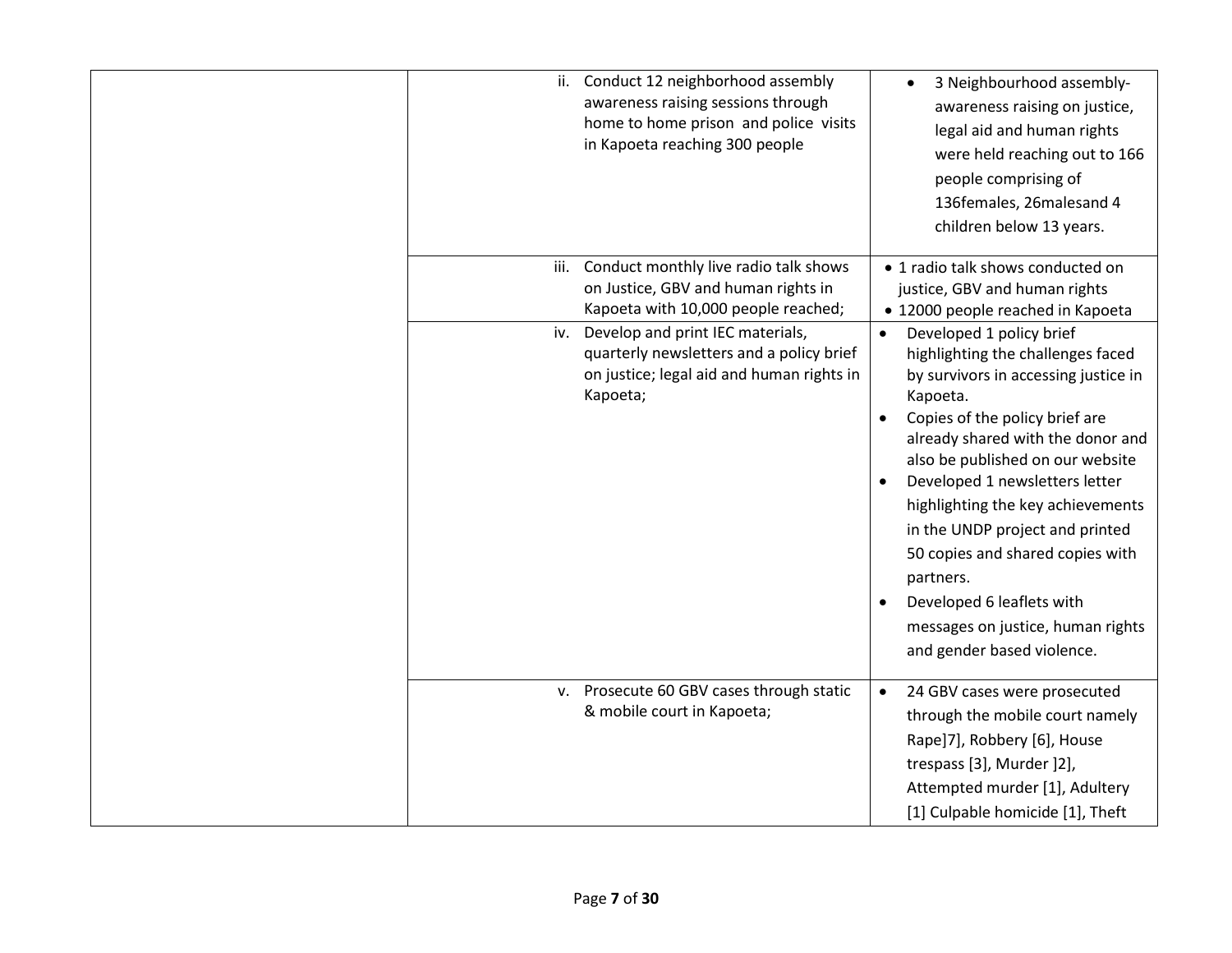| | | |
|---|---|---|
| | ii. Conduct 12 neighborhood assembly awareness raising sessions through home to home prison and police visits in Kapoeta reaching 300 people | • 3 Neighbourhood assembly-awareness raising on justice, legal aid and human rights were held reaching out to 166 people comprising of 136females, 26malesand 4 children below 13 years. |
| | iii. Conduct monthly live radio talk shows on Justice, GBV and human rights in Kapoeta with 10,000 people reached; | • 1 radio talk shows conducted on justice, GBV and human rights<br>• 12000 people reached in Kapoeta |
| | iv. Develop and print IEC materials, quarterly newsletters and a policy brief on justice; legal aid and human rights in Kapoeta; | • Developed 1 policy brief highlighting the challenges faced by survivors in accessing justice in Kapoeta.<br>• Copies of the policy brief are already shared with the donor and also be published on our website<br>• Developed 1 newsletters letter highlighting the key achievements in the UNDP project and printed 50 copies and shared copies with partners.<br>• Developed 6 leaflets with messages on justice, human rights and gender based violence. |
| | v. Prosecute 60 GBV cases through static & mobile court in Kapoeta; | • 24 GBV cases were prosecuted through the mobile court namely Rape]7], Robbery [6], House trespass [3], Murder ]2], Attempted murder [1], Adultery [1] Culpable homicide [1], Theft |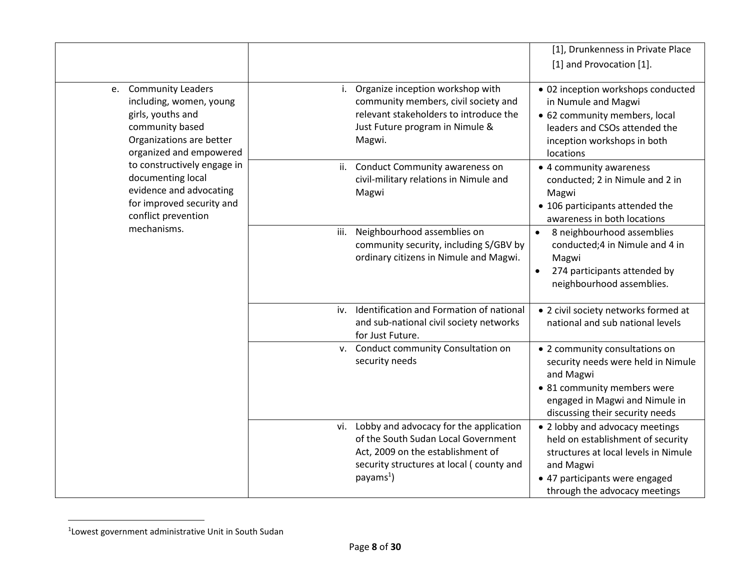| | | |
|---|---|---|
| | | [1], Drunkenness in Private Place [1] and Provocation [1]. |
| e. Community Leaders including, women, young girls, youths and community based Organizations are better organized and empowered to constructively engage in documenting local evidence and advocating for improved security and conflict prevention mechanisms. | i. Organize inception workshop with community members, civil society and relevant stakeholders to introduce the Just Future program in Nimule & Magwi. | • 02 inception workshops conducted in Numule and Magwi<br>• 62 community members, local leaders and CSOs attended the inception workshops in both locations |
| | ii. Conduct Community awareness on civil-military relations in Nimule and Magwi | • 4 community awareness conducted; 2 in Nimule and 2 in Magwi<br>• 106 participants attended the awareness in both locations |
| | iii. Neighbourhood assemblies on community security, including S/GBV by ordinary citizens in Nimule and Magwi. | • 8 neighbourhood assemblies conducted;4 in Nimule and 4 in Magwi<br>• 274 participants attended by neighbourhood assemblies. |
| | iv. Identification and Formation of national and sub-national civil society networks for Just Future. | • 2 civil society networks formed at national and sub national levels |
| | v. Conduct community Consultation on security needs | • 2 community consultations on security needs were held in Nimule and Magwi<br>• 81 community members were engaged in Magwi and Nimule in discussing their security needs |
| | vi. Lobby and advocacy for the application of the South Sudan Local Government Act, 2009 on the establishment of security structures at local ( county and payams[1]) | • 2 lobby and advocacy meetings held on establishment of security structures at local levels in Nimule and Magwi<br>• 47 participants were engaged through the advocacy meetings |

[1]Lowest government administrative Unit in South Sudan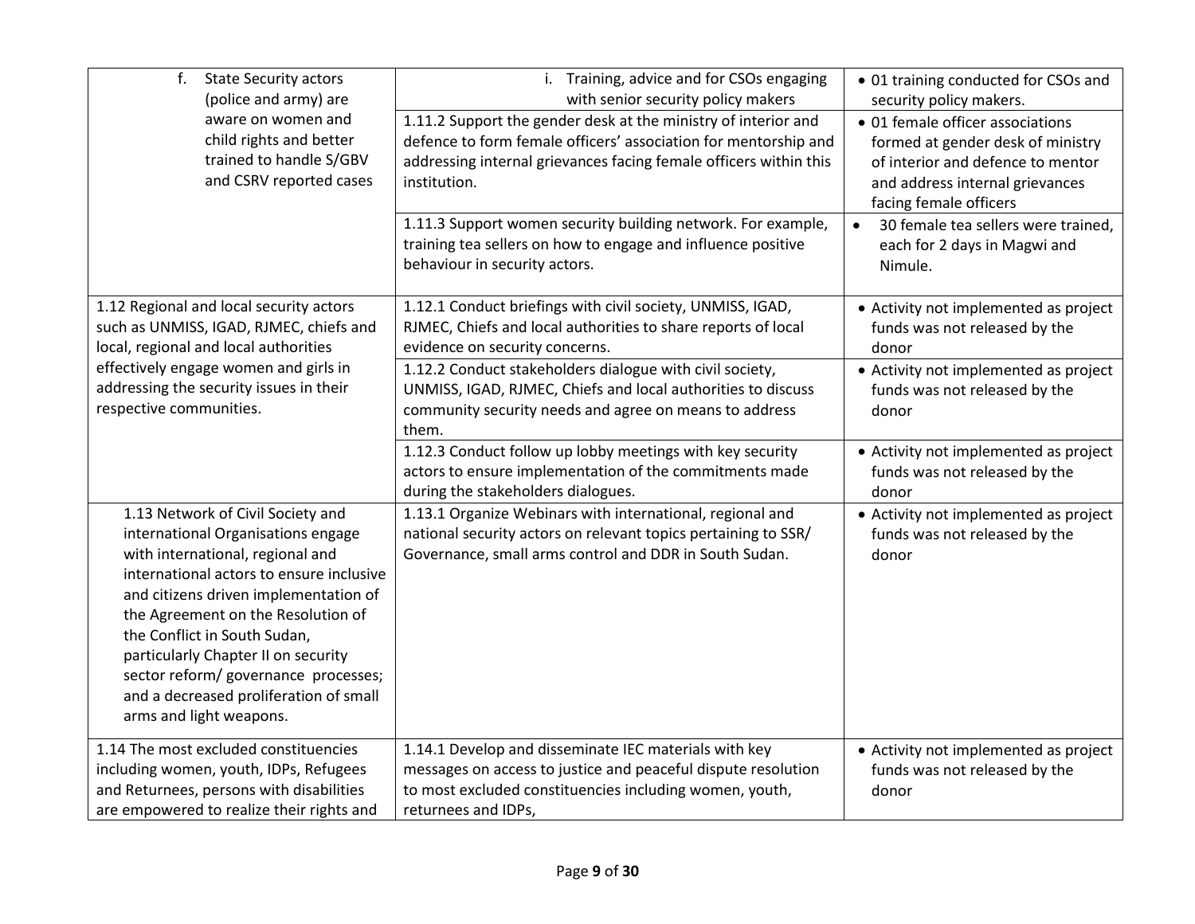| | | |
|---|---|---|
| f. State Security actors (police and army) are aware on women and child rights and better trained to handle S/GBV and CSRV reported cases | i. Training, advice and for CSOs engaging with senior security policy makers | • 01 training conducted for CSOs and security policy makers. |
| | 1.11.2 Support the gender desk at the ministry of interior and defence to form female officers' association for mentorship and addressing internal grievances facing female officers within this institution. | • 01 female officer associations formed at gender desk of ministry of interior and defence to mentor and address internal grievances facing female officers |
| | 1.11.3 Support women security building network. For example, training tea sellers on how to engage and influence positive behaviour in security actors. | • 30 female tea sellers were trained, each for 2 days in Magwi and Nimule. |
| 1.12 Regional and local security actors such as UNMISS, IGAD, RJMEC, chiefs and local, regional and local authorities effectively engage women and girls in addressing the security issues in their respective communities. | 1.12.1 Conduct briefings with civil society, UNMISS, IGAD, RJMEC, Chiefs and local authorities to share reports of local evidence on security concerns. | • Activity not implemented as project funds was not released by the donor |
| | 1.12.2 Conduct stakeholders dialogue with civil society, UNMISS, IGAD, RJMEC, Chiefs and local authorities to discuss community security needs and agree on means to address them. | • Activity not implemented as project funds was not released by the donor |
| | 1.12.3 Conduct follow up lobby meetings with key security actors to ensure implementation of the commitments made during the stakeholders dialogues. | • Activity not implemented as project funds was not released by the donor |
| 1.13 Network of Civil Society and international Organisations engage with international, regional and international actors to ensure inclusive and citizens driven implementation of the Agreement on the Resolution of the Conflict in South Sudan, particularly Chapter II on security sector reform/ governance processes; and a decreased proliferation of small arms and light weapons. | 1.13.1 Organize Webinars with international, regional and national security actors on relevant topics pertaining to SSR/ Governance, small arms control and DDR in South Sudan. | • Activity not implemented as project funds was not released by the donor |
| 1.14 The most excluded constituencies including women, youth, IDPs, Refugees and Returnees, persons with disabilities are empowered to realize their rights and | 1.14.1 Develop and disseminate IEC materials with key messages on access to justice and peaceful dispute resolution to most excluded constituencies including women, youth, returnees and IDPs, | • Activity not implemented as project funds was not released by the donor |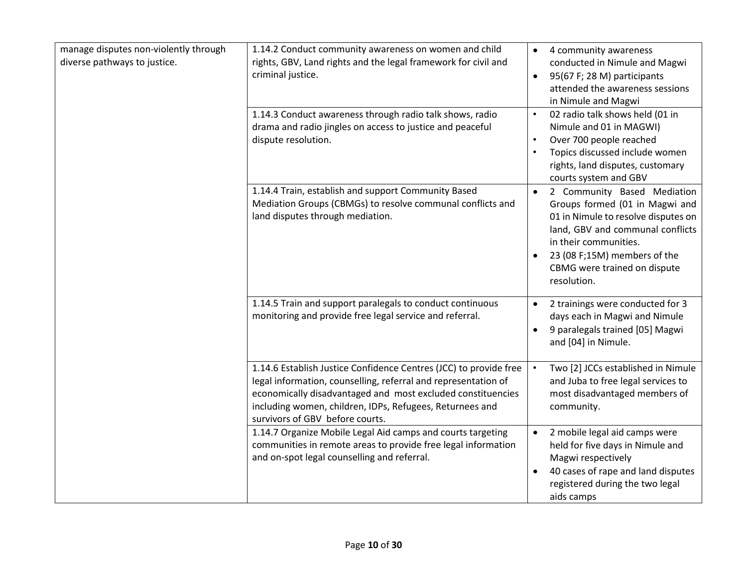| | | |
|---|---|---|
| manage disputes non-violently through diverse pathways to justice. | 1.14.2 Conduct community awareness on women and child rights, GBV, Land rights and the legal framework for civil and criminal justice. | • 4 community awareness conducted in Nimule and Magwi<br>• 95(67 F; 28 M) participants attended the awareness sessions in Nimule and Magwi |
| | 1.14.3 Conduct awareness through radio talk shows, radio drama and radio jingles on access to justice and peaceful dispute resolution. | • 02 radio talk shows held (01 in Nimule and 01 in MAGWI)<br>• Over 700 people reached<br>• Topics discussed include women rights, land disputes, customary courts system and GBV |
| | 1.14.4 Train, establish and support Community Based Mediation Groups (CBMGs) to resolve communal conflicts and land disputes through mediation. | • 2 Community Based Mediation Groups formed (01 in Magwi and 01 in Nimule to resolve disputes on land, GBV and communal conflicts in their communities.<br>• 23 (08 F;15M) members of the CBMG were trained on dispute resolution. |
| | 1.14.5 Train and support paralegals to conduct continuous monitoring and provide free legal service and referral. | • 2 trainings were conducted for 3 days each in Magwi and Nimule<br>• 9 paralegals trained [05] Magwi and [04] in Nimule. |
| | 1.14.6 Establish Justice Confidence Centres (JCC) to provide free legal information, counselling, referral and representation of economically disadvantaged and most excluded constituencies including women, children, IDPs, Refugees, Returnees and survivors of GBV before courts. | • Two [2] JCCs established in Nimule and Juba to free legal services to most disadvantaged members of community. |
| | 1.14.7 Organize Mobile Legal Aid camps and courts targeting communities in remote areas to provide free legal information and on-spot legal counselling and referral. | • 2 mobile legal aid camps were held for five days in Nimule and Magwi respectively<br>• 40 cases of rape and land disputes registered during the two legal aids camps |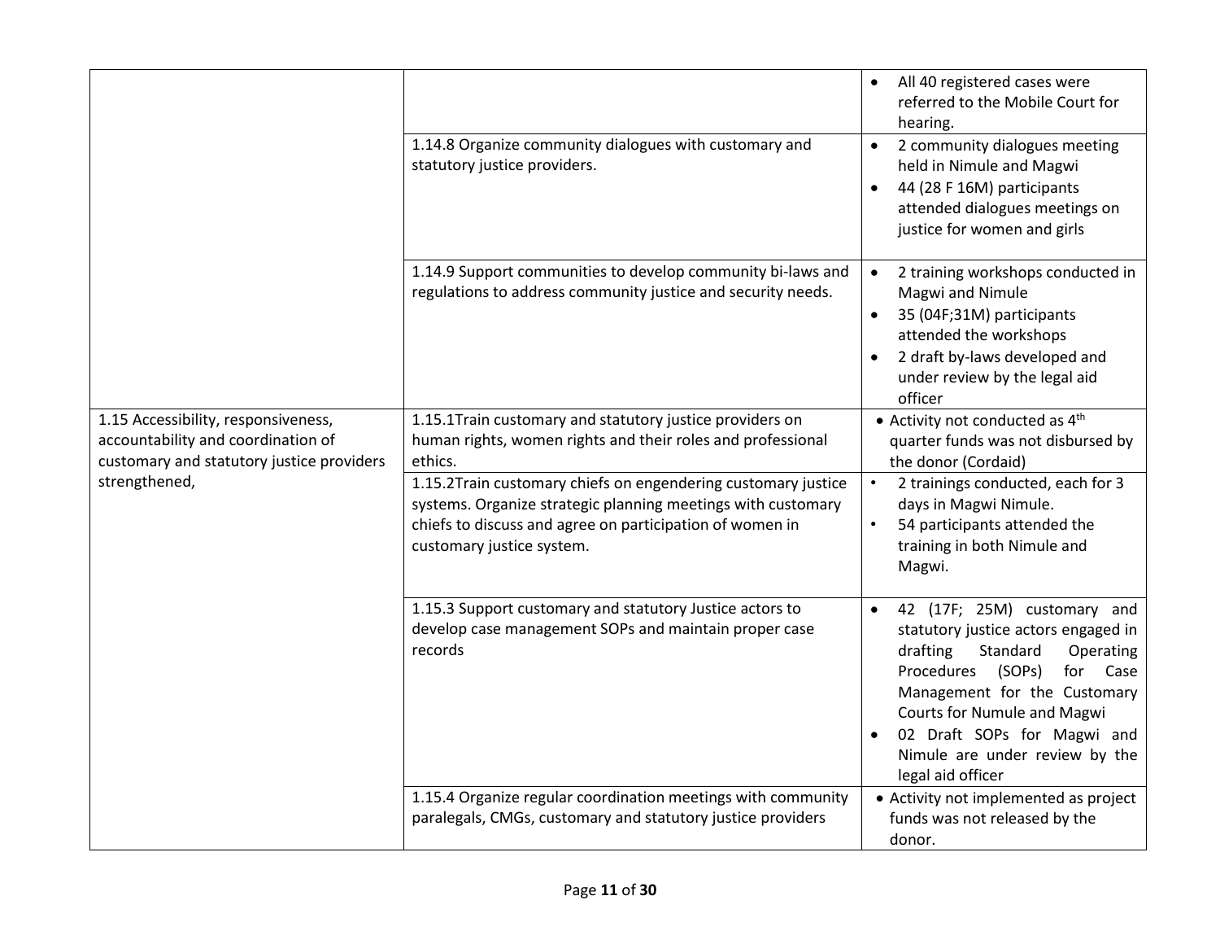| | | |
|---|---|---|
| | | • All 40 registered cases were referred to the Mobile Court for hearing. |
| | 1.14.8 Organize community dialogues with customary and statutory justice providers. | • 2 community dialogues meeting held in Nimule and Magwi<br>• 44 (28 F 16M) participants attended dialogues meetings on justice for women and girls |
| | 1.14.9 Support communities to develop community bi-laws and regulations to address community justice and security needs. | • 2 training workshops conducted in Magwi and Nimule<br>• 35 (04F;31M) participants attended the workshops<br>• 2 draft by-laws developed and under review by the legal aid officer |
| 1.15 Accessibility, responsiveness, accountability and coordination of customary and statutory justice providers strengthened, | 1.15.1Train customary and statutory justice providers on human rights, women rights and their roles and professional ethics. | • Activity not conducted as 4th quarter funds was not disbursed by the donor (Cordaid) |
| | 1.15.2Train customary chiefs on engendering customary justice systems. Organize strategic planning meetings with customary chiefs to discuss and agree on participation of women in customary justice system. | • 2 trainings conducted, each for 3 days in Magwi Nimule.<br>• 54 participants attended the training in both Nimule and Magwi. |
| | 1.15.3 Support customary and statutory Justice actors to develop case management SOPs and maintain proper case records | • 42 (17F; 25M) customary and statutory justice actors engaged in drafting Standard Operating Procedures (SOPs) for Case Management for the Customary Courts for Numule and Magwi<br>• 02 Draft SOPs for Magwi and Nimule are under review by the legal aid officer |
| | 1.15.4 Organize regular coordination meetings with community paralegals, CMGs, customary and statutory justice providers | • Activity not implemented as project funds was not released by the donor. |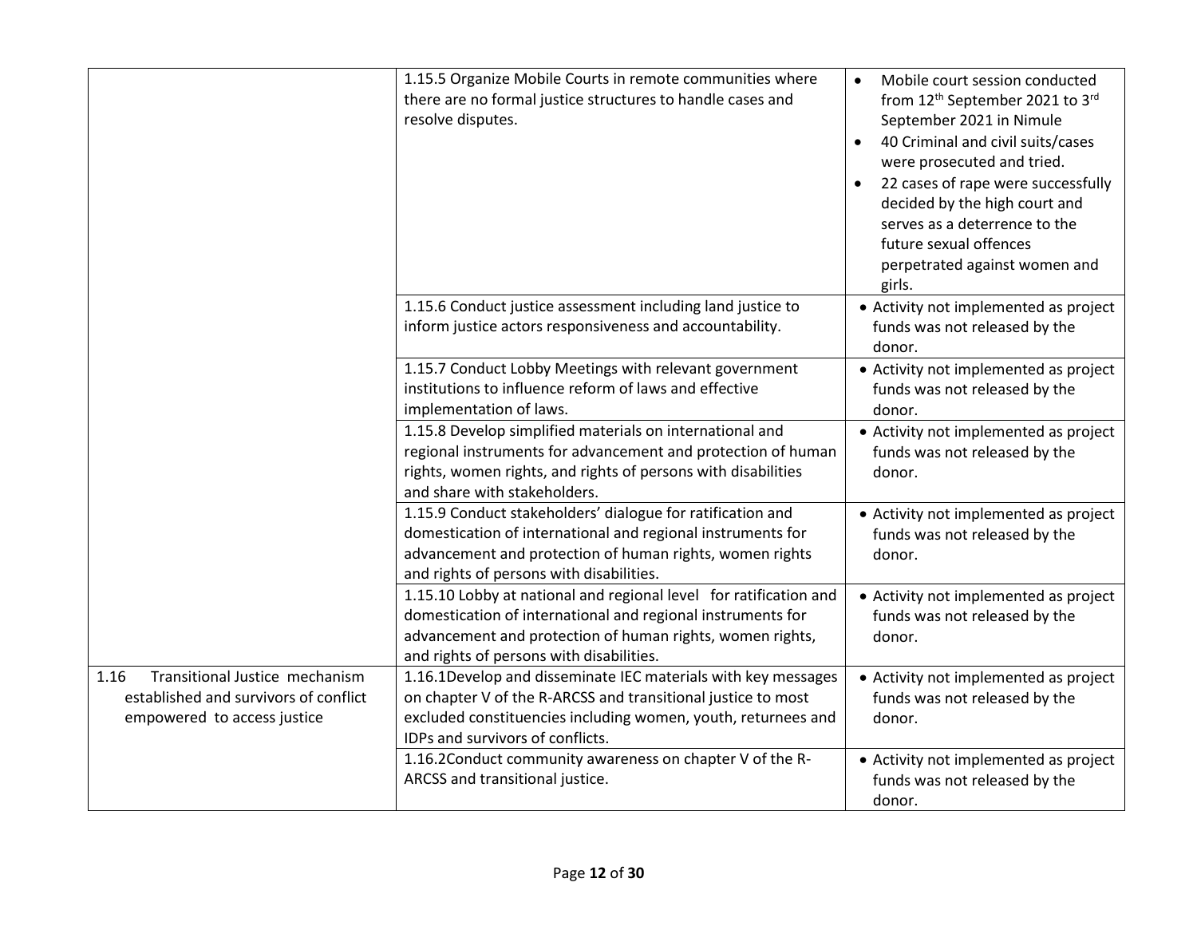| | | |
|---|---|---|
| | 1.15.5 Organize Mobile Courts in remote communities where there are no formal justice structures to handle cases and resolve disputes. | • Mobile court session conducted from 12th September 2021 to 3rd September 2021 in Nimule<br>• 40 Criminal and civil suits/cases were prosecuted and tried.<br>• 22 cases of rape were successfully decided by the high court and serves as a deterrence to the future sexual offences perpetrated against women and girls. |
| | 1.15.6 Conduct justice assessment including land justice to inform justice actors responsiveness and accountability. | • Activity not implemented as project funds was not released by the donor. |
| | 1.15.7 Conduct Lobby Meetings with relevant government institutions to influence reform of laws and effective implementation of laws. | • Activity not implemented as project funds was not released by the donor. |
| | 1.15.8 Develop simplified materials on international and regional instruments for advancement and protection of human rights, women rights, and rights of persons with disabilities and share with stakeholders. | • Activity not implemented as project funds was not released by the donor. |
| | 1.15.9 Conduct stakeholders' dialogue for ratification and domestication of international and regional instruments for advancement and protection of human rights, women rights and rights of persons with disabilities. | • Activity not implemented as project funds was not released by the donor. |
| | 1.15.10 Lobby at national and regional level for ratification and domestication of international and regional instruments for advancement and protection of human rights, women rights, and rights of persons with disabilities. | • Activity not implemented as project funds was not released by the donor. |
| 1.16 Transitional Justice mechanism established and survivors of conflict empowered to access justice | 1.16.1Develop and disseminate IEC materials with key messages on chapter V of the R-ARCSS and transitional justice to most excluded constituencies including women, youth, returnees and IDPs and survivors of conflicts. | • Activity not implemented as project funds was not released by the donor. |
| | 1.16.2Conduct community awareness on chapter V of the R-ARCSS and transitional justice. | • Activity not implemented as project funds was not released by the donor. |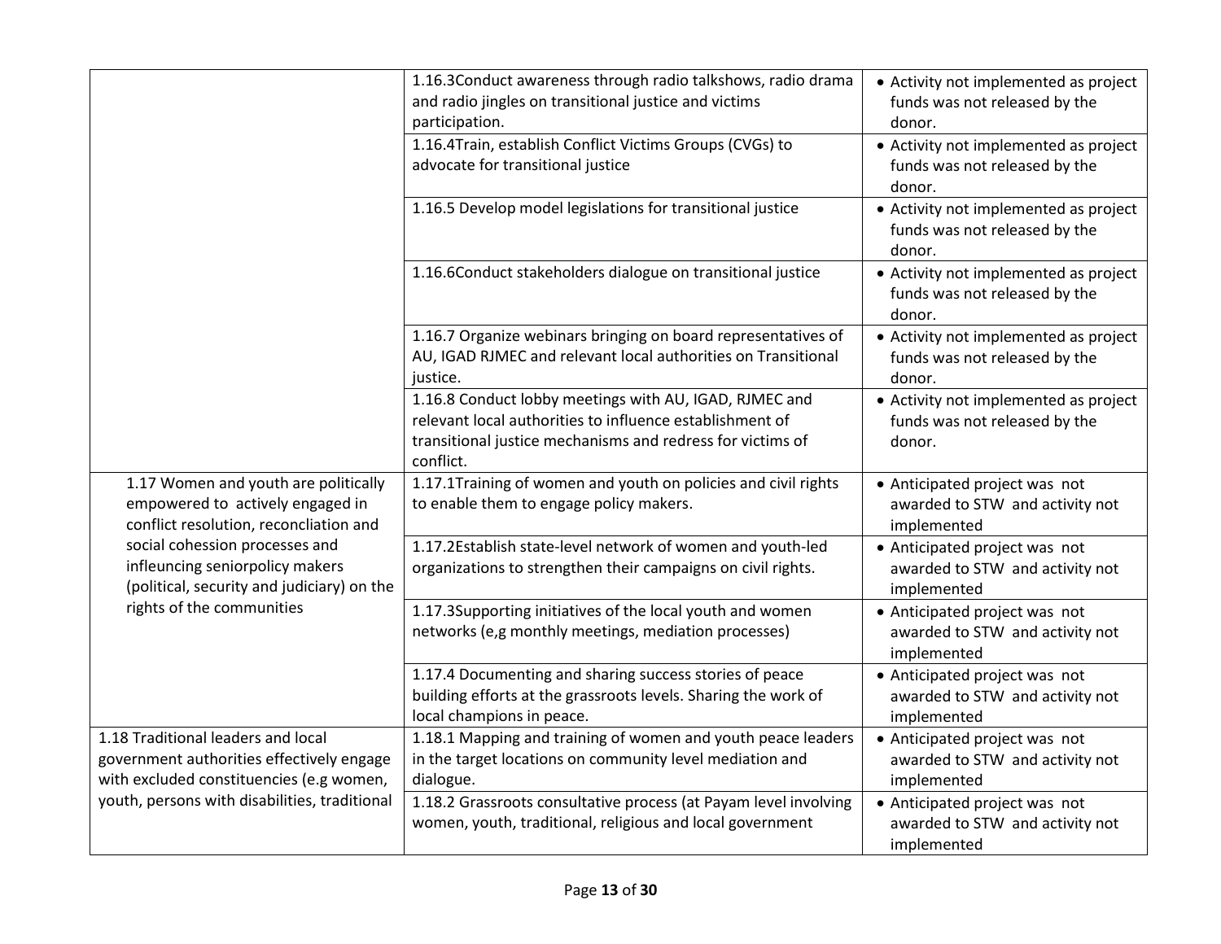| | | |
|---|---|---|
| | 1.16.3Conduct awareness through radio talkshows, radio drama and radio jingles on transitional justice and victims participation. | • Activity not implemented as project funds was not released by the donor. |
| | 1.16.4Train, establish Conflict Victims Groups (CVGs) to advocate for transitional justice | • Activity not implemented as project funds was not released by the donor. |
| | 1.16.5 Develop model legislations for transitional justice | • Activity not implemented as project funds was not released by the donor. |
| | 1.16.6Conduct stakeholders dialogue on transitional justice | • Activity not implemented as project funds was not released by the donor. |
| | 1.16.7 Organize webinars bringing on board representatives of AU, IGAD RJMEC and relevant local authorities on Transitional justice. | • Activity not implemented as project funds was not released by the donor. |
| | 1.16.8 Conduct lobby meetings with AU, IGAD, RJMEC and relevant local authorities to influence establishment of transitional justice mechanisms and redress for victims of conflict. | • Activity not implemented as project funds was not released by the donor. |
| 1.17 Women and youth are politically empowered to actively engaged in conflict resolution, reconcliation and social cohession processes and infleuncing seniorpolicy makers (political, security and judiciary) on the rights of the communities | 1.17.1Training of women and youth on policies and civil rights to enable them to engage policy makers. | • Anticipated project was not awarded to STW and activity not implemented |
| | 1.17.2Establish state-level network of women and youth-led organizations to strengthen their campaigns on civil rights. | • Anticipated project was not awarded to STW and activity not implemented |
| | 1.17.3Supporting initiatives of the local youth and women networks (e,g monthly meetings, mediation processes) | • Anticipated project was not awarded to STW and activity not implemented |
| | 1.17.4 Documenting and sharing success stories of peace building efforts at the grassroots levels. Sharing the work of local champions in peace. | • Anticipated project was not awarded to STW and activity not implemented |
| 1.18 Traditional leaders and local government authorities effectively engage with excluded constituencies (e.g women, youth, persons with disabilities, traditional | 1.18.1 Mapping and training of women and youth peace leaders in the target locations on community level mediation and dialogue. | • Anticipated project was not awarded to STW and activity not implemented |
| | 1.18.2 Grassroots consultative process (at Payam level involving women, youth, traditional, religious and local government | • Anticipated project was not awarded to STW and activity not implemented |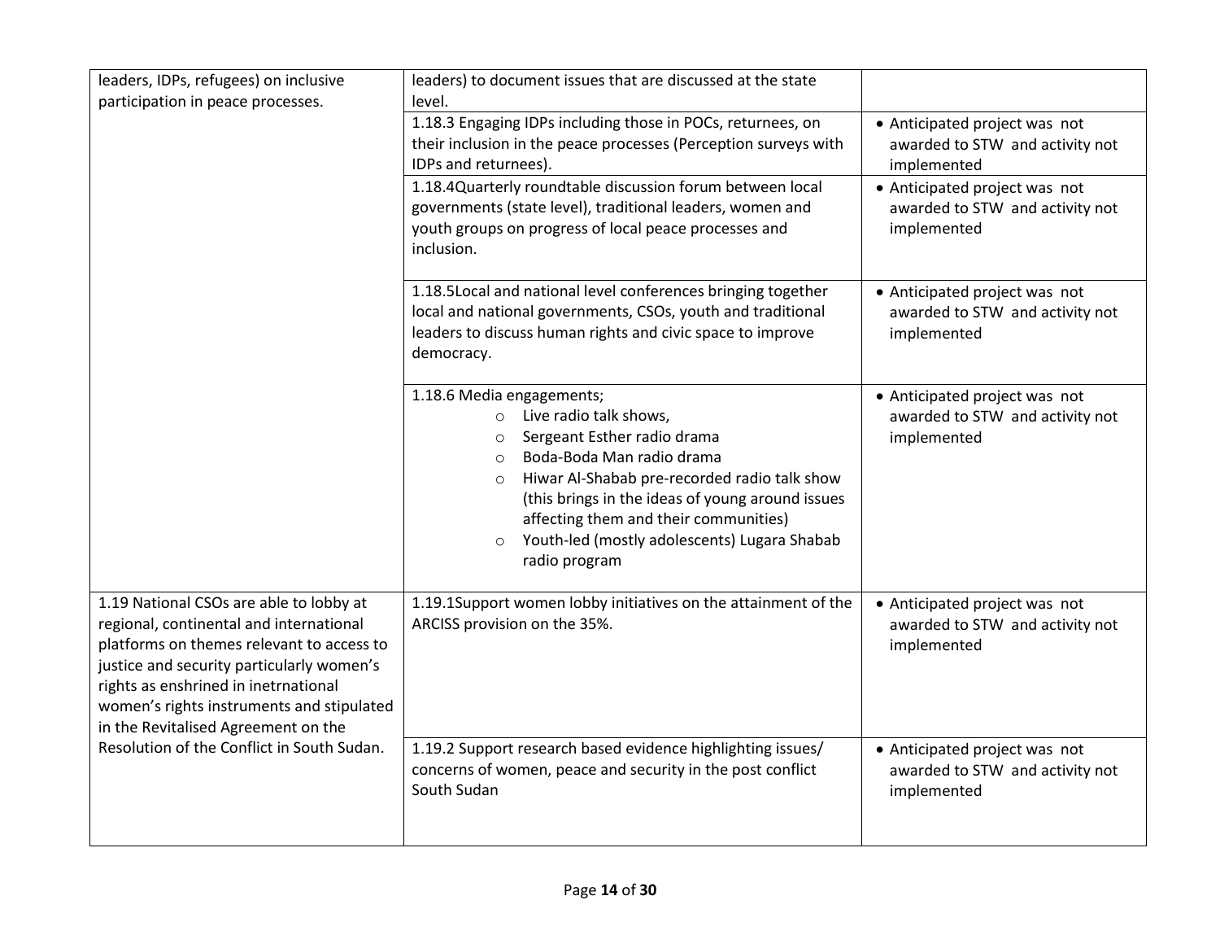| | | |
|---|---|---|
| leaders, IDPs, refugees) on inclusive participation in peace processes. | leaders) to document issues that are discussed at the state level. | |
| | 1.18.3 Engaging IDPs including those in POCs, returnees, on their inclusion in the peace processes (Perception surveys with IDPs and returnees). | • Anticipated project was not awarded to STW and activity not implemented |
| | 1.18.4Quarterly roundtable discussion forum between local governments (state level), traditional leaders, women and youth groups on progress of local peace processes and inclusion. | • Anticipated project was not awarded to STW and activity not implemented |
| | 1.18.5Local and national level conferences bringing together local and national governments, CSOs, youth and traditional leaders to discuss human rights and civic space to improve democracy. | • Anticipated project was not awarded to STW and activity not implemented |
| | 1.18.6 Media engagements;<br>○ Live radio talk shows,<br>○ Sergeant Esther radio drama<br>○ Boda-Boda Man radio drama<br>○ Hiwar Al-Shabab pre-recorded radio talk show (this brings in the ideas of young around issues affecting them and their communities)<br>○ Youth-led (mostly adolescents) Lugara Shabab radio program | • Anticipated project was not awarded to STW and activity not implemented |
| 1.19 National CSOs are able to lobby at regional, continental and international platforms on themes relevant to access to justice and security particularly women's rights as enshrined in inetrnational women's rights instruments and stipulated in the Revitalised Agreement on the Resolution of the Conflict in South Sudan. | 1.19.1Support women lobby initiatives on the attainment of the ARCISS provision on the 35%. | • Anticipated project was not awarded to STW and activity not implemented |
| | 1.19.2 Support research based evidence highlighting issues/ concerns of women, peace and security in the post conflict South Sudan | • Anticipated project was not awarded to STW and activity not implemented |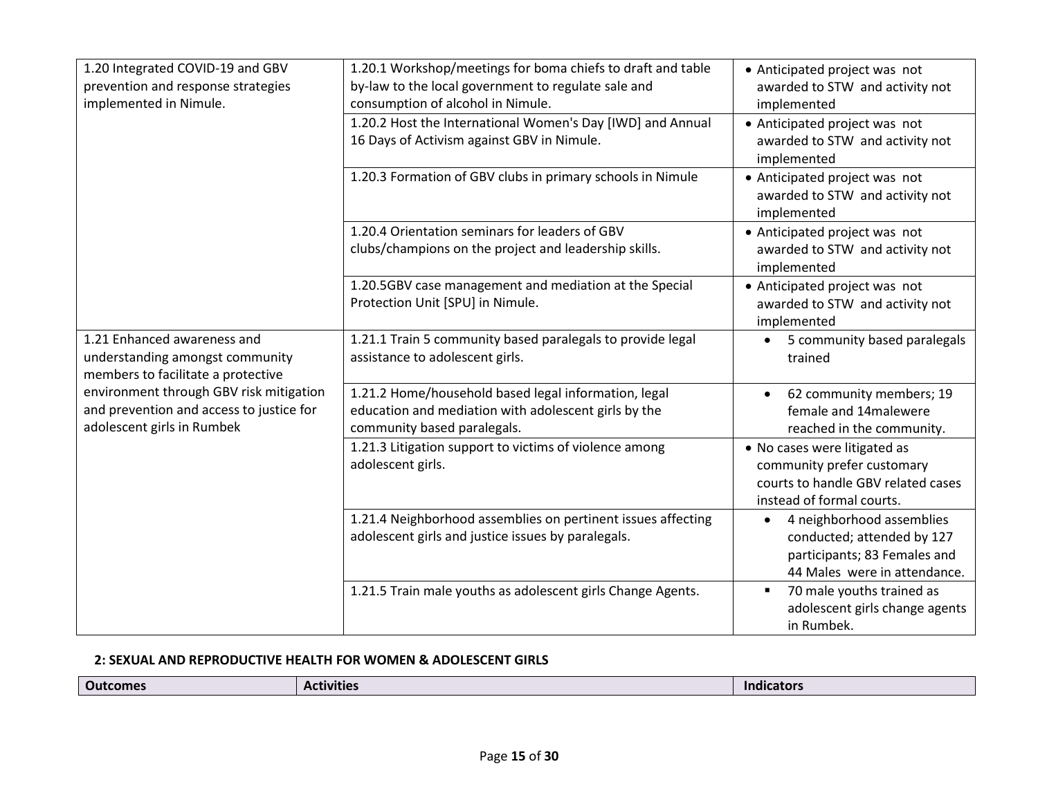| | | |
|---|---|---|
| 1.20 Integrated COVID-19 and GBV prevention and response strategies implemented in Nimule. | 1.20.1 Workshop/meetings for boma chiefs to draft and table by-law to the local government to regulate sale and consumption of alcohol in Nimule. | • Anticipated project was not awarded to STW and activity not implemented |
| | 1.20.2 Host the International Women's Day [IWD] and Annual 16 Days of Activism against GBV in Nimule. | • Anticipated project was not awarded to STW and activity not implemented |
| | 1.20.3 Formation of GBV clubs in primary schools in Nimule | • Anticipated project was not awarded to STW and activity not implemented |
| | 1.20.4 Orientation seminars for leaders of GBV clubs/champions on the project and leadership skills. | • Anticipated project was not awarded to STW and activity not implemented |
| | 1.20.5GBV case management and mediation at the Special Protection Unit [SPU] in Nimule. | • Anticipated project was not awarded to STW and activity not implemented |
| 1.21 Enhanced awareness and understanding amongst community members to facilitate a protective environment through GBV risk mitigation and prevention and access to justice for adolescent girls in Rumbek | 1.21.1 Train 5 community based paralegals to provide legal assistance to adolescent girls. | • 5 community based paralegals trained |
| | 1.21.2 Home/household based legal information, legal education and mediation with adolescent girls by the community based paralegals. | • 62 community members; 19 female and 14malewere reached in the community. |
| | 1.21.3 Litigation support to victims of violence among adolescent girls. | • No cases were litigated as community prefer customary courts to handle GBV related cases instead of formal courts. |
| | 1.21.4 Neighborhood assemblies on pertinent issues affecting adolescent girls and justice issues by paralegals. | • 4 neighborhood assemblies conducted; attended by 127 participants; 83 Females and 44 Males were in attendance. |
| | 1.21.5 Train male youths as adolescent girls Change Agents. | ▪ 70 male youths trained as adolescent girls change agents in Rumbek. |

**2: SEXUAL AND REPRODUCTIVE HEALTH FOR WOMEN & ADOLESCENT GIRLS**

| Outcomes | Activities | Indicators |
|---|---|---|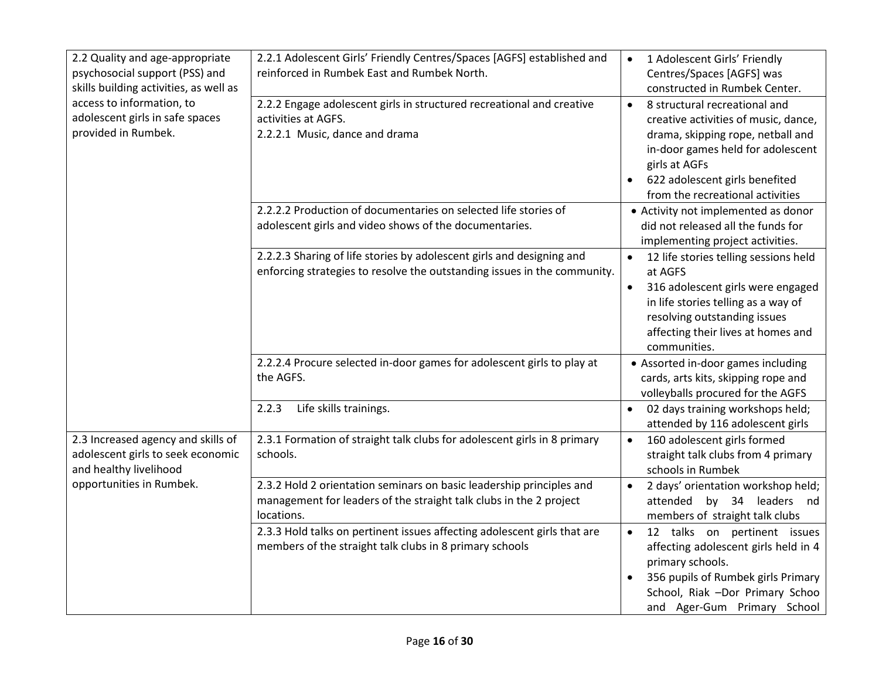| | | |
|---|---|---|
| 2.2 Quality and age-appropriate psychosocial support (PSS) and skills building activities, as well as access to information, to adolescent girls in safe spaces provided in Rumbek. | 2.2.1 Adolescent Girls' Friendly Centres/Spaces [AGFS] established and reinforced in Rumbek East and Rumbek North. | • 1 Adolescent Girls' Friendly Centres/Spaces [AGFS] was constructed in Rumbek Center. |
| | 2.2.2 Engage adolescent girls in structured recreational and creative activities at AGFS.<br>2.2.2.1 Music, dance and drama | • 8 structural recreational and creative activities of music, dance, drama, skipping rope, netball and in-door games held for adolescent girls at AGFs<br>• 622 adolescent girls benefited from the recreational activities |
| | 2.2.2.2 Production of documentaries on selected life stories of adolescent girls and video shows of the documentaries. | • Activity not implemented as donor did not released all the funds for implementing project activities. |
| | 2.2.2.3 Sharing of life stories by adolescent girls and designing and enforcing strategies to resolve the outstanding issues in the community. | • 12 life stories telling sessions held at AGFS<br>• 316 adolescent girls were engaged in life stories telling as a way of resolving outstanding issues affecting their lives at homes and communities. |
| | 2.2.2.4 Procure selected in-door games for adolescent girls to play at the AGFS. | • Assorted in-door games including cards, arts kits, skipping rope and volleyballs procured for the AGFS |
| | 2.2.3 Life skills trainings. | • 02 days training workshops held; attended by 116 adolescent girls |
| 2.3 Increased agency and skills of adolescent girls to seek economic and healthy livelihood opportunities in Rumbek. | 2.3.1 Formation of straight talk clubs for adolescent girls in 8 primary schools. | • 160 adolescent girls formed straight talk clubs from 4 primary schools in Rumbek |
| | 2.3.2 Hold 2 orientation seminars on basic leadership principles and management for leaders of the straight talk clubs in the 2 project locations. | • 2 days' orientation workshop held; attended by 34 leaders nd members of straight talk clubs |
| | 2.3.3 Hold talks on pertinent issues affecting adolescent girls that are members of the straight talk clubs in 8 primary schools | • 12 talks on pertinent issues affecting adolescent girls held in 4 primary schools.<br>• 356 pupils of Rumbek girls Primary School, Riak –Dor Primary Schoo and Ager-Gum Primary School |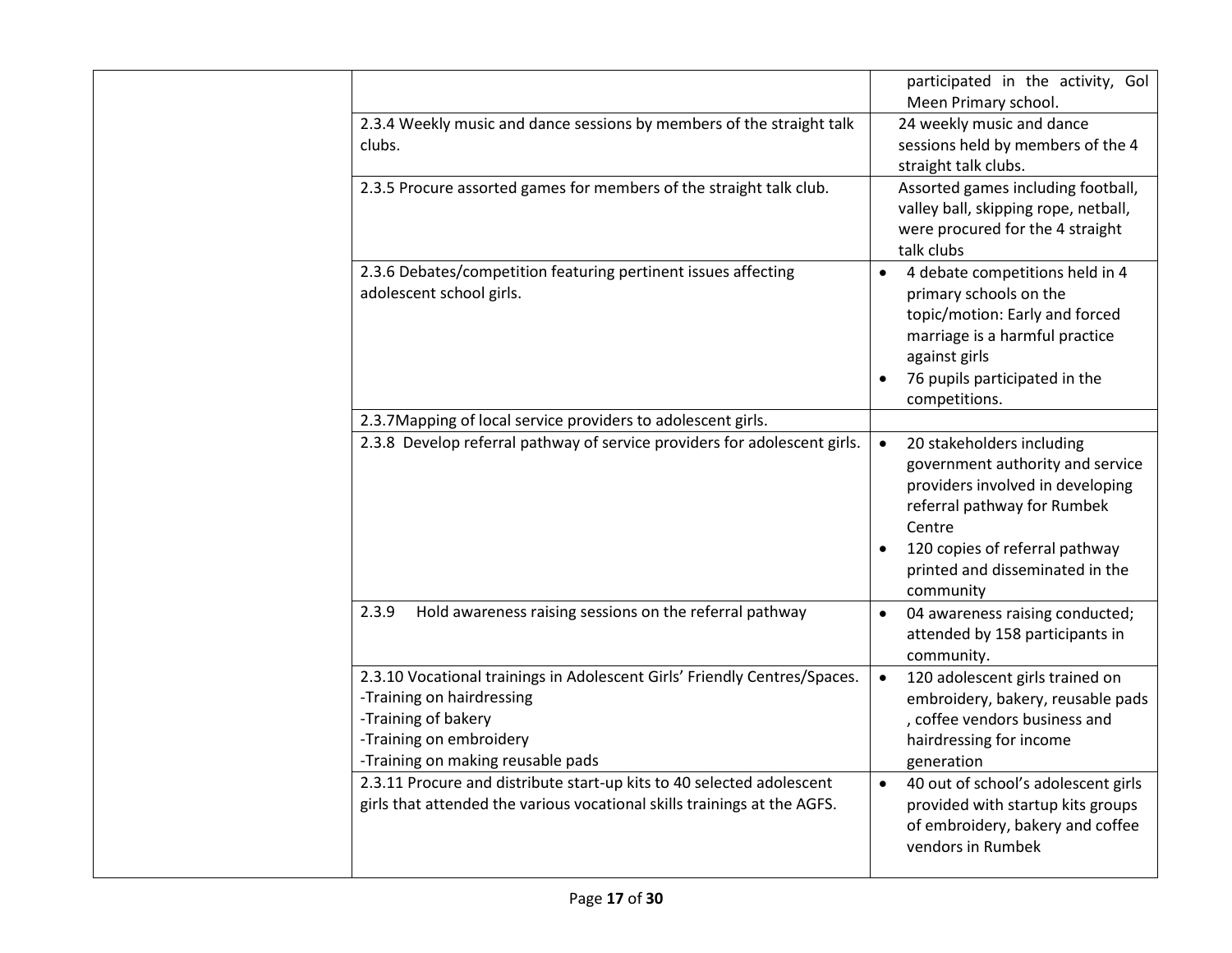| | | |
|---|---|---|
| | | participated in the activity, Gol Meen Primary school. |
| | 2.3.4 Weekly music and dance sessions by members of the straight talk clubs. | 24 weekly music and dance sessions held by members of the 4 straight talk clubs. |
| | 2.3.5 Procure assorted games for members of the straight talk club. | Assorted games including football, valley ball, skipping rope, netball, were procured for the 4 straight talk clubs |
| | 2.3.6 Debates/competition featuring pertinent issues affecting adolescent school girls. | • 4 debate competitions held in 4 primary schools on the topic/motion: Early and forced marriage is a harmful practice against girls<br>• 76 pupils participated in the competitions. |
| | 2.3.7Mapping of local service providers to adolescent girls. | |
| | 2.3.8 Develop referral pathway of service providers for adolescent girls. | • 20 stakeholders including government authority and service providers involved in developing referral pathway for Rumbek Centre<br>• 120 copies of referral pathway printed and disseminated in the community |
| | 2.3.9 Hold awareness raising sessions on the referral pathway | • 04 awareness raising conducted; attended by 158 participants in community. |
| | 2.3.10 Vocational trainings in Adolescent Girls' Friendly Centres/Spaces.<br>-Training on hairdressing<br>-Training of bakery<br>-Training on embroidery<br>-Training on making reusable pads | • 120 adolescent girls trained on embroidery, bakery, reusable pads , coffee vendors business and hairdressing for income generation |
| | 2.3.11 Procure and distribute start-up kits to 40 selected adolescent girls that attended the various vocational skills trainings at the AGFS. | • 40 out of school's adolescent girls provided with startup kits groups of embroidery, bakery and coffee vendors in Rumbek |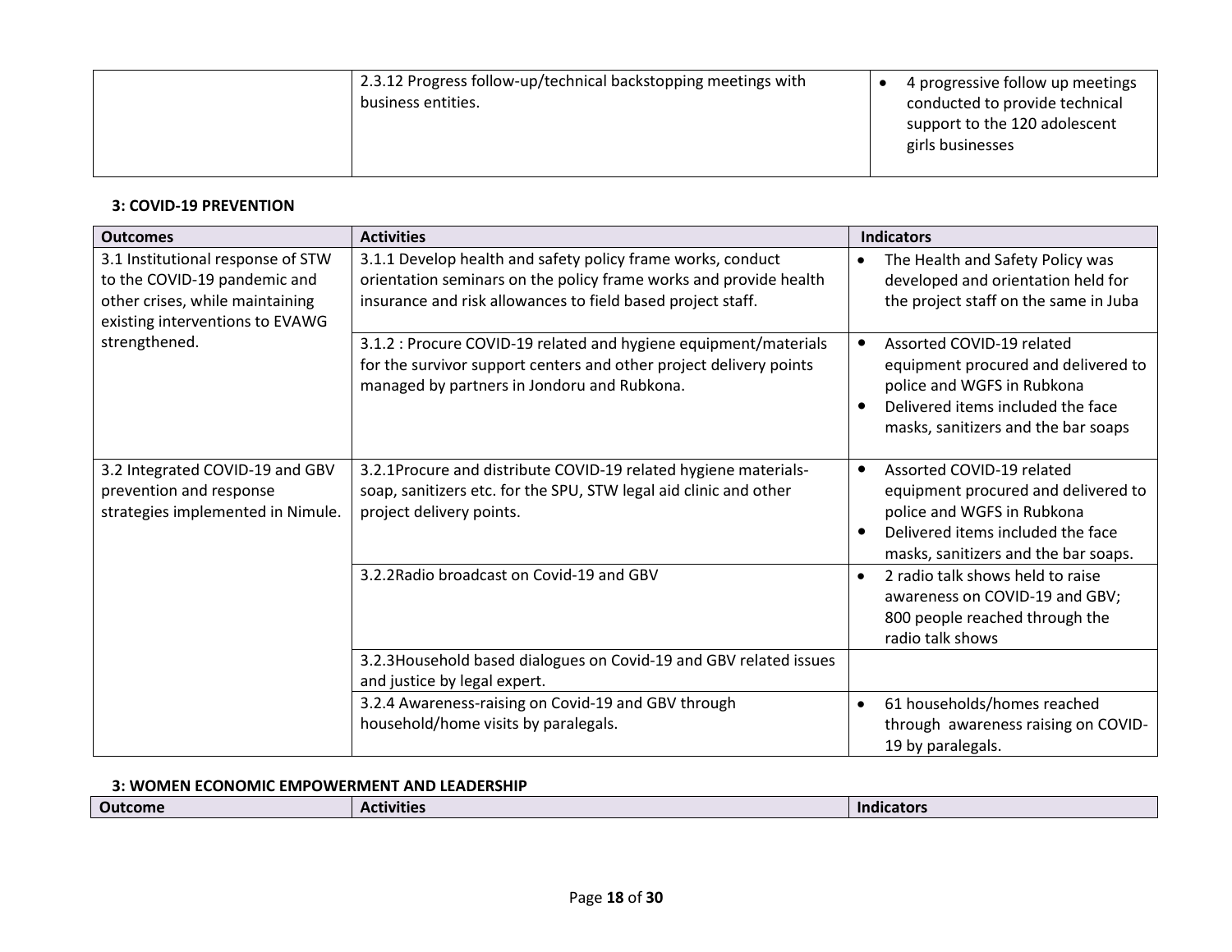| | | |
|---|---|---|
| | 2.3.12 Progress follow-up/technical backstopping meetings with business entities. | • 4 progressive follow up meetings conducted to provide technical support to the 120 adolescent girls businesses |

**3: COVID-19 PREVENTION**

| Outcomes | Activities | Indicators |
|---|---|---|
| 3.1 Institutional response of STW to the COVID-19 pandemic and other crises, while maintaining existing interventions to EVAWG strengthened. | 3.1.1 Develop health and safety policy frame works, conduct orientation seminars on the policy frame works and provide health insurance and risk allowances to field based project staff. | • The Health and Safety Policy was developed and orientation held for the project staff on the same in Juba |
| | 3.1.2 : Procure COVID-19 related and hygiene equipment/materials for the survivor support centers and other project delivery points managed by partners in Jondoru and Rubkona. | • Assorted COVID-19 related equipment procured and delivered to police and WGFS in Rubkona<br>• Delivered items included the face masks, sanitizers and the bar soaps |
| 3.2 Integrated COVID-19 and GBV prevention and response strategies implemented in Nimule. | 3.2.1Procure and distribute COVID-19 related hygiene materials- soap, sanitizers etc. for the SPU, STW legal aid clinic and other project delivery points. | • Assorted COVID-19 related equipment procured and delivered to police and WGFS in Rubkona<br>• Delivered items included the face masks, sanitizers and the bar soaps. |
| | 3.2.2Radio broadcast on Covid-19 and GBV | • 2 radio talk shows held to raise awareness on COVID-19 and GBV; 800 people reached through the radio talk shows |
| | 3.2.3Household based dialogues on Covid-19 and GBV related issues and justice by legal expert. | |
| | 3.2.4 Awareness-raising on Covid-19 and GBV through household/home visits by paralegals. | • 61 households/homes reached through awareness raising on COVID-19 by paralegals. |

**3: WOMEN ECONOMIC EMPOWERMENT AND LEADERSHIP**

| Outcome | Activities | Indicators |
|---|---|---|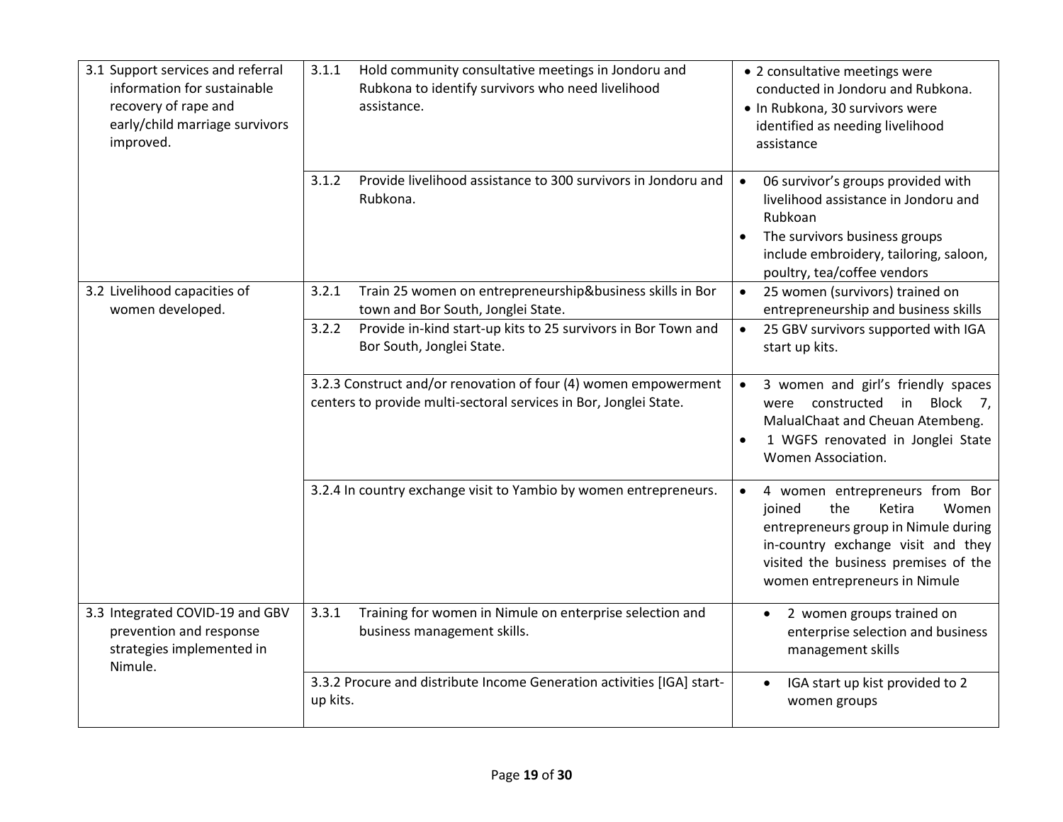| | | |
|---|---|---|
| 3.1 Support services and referral information for sustainable recovery of rape and early/child marriage survivors improved. | 3.1.1 Hold community consultative meetings in Jondoru and Rubkona to identify survivors who need livelihood assistance. | • 2 consultative meetings were conducted in Jondoru and Rubkona.<br>• In Rubkona, 30 survivors were identified as needing livelihood assistance |
| | 3.1.2 Provide livelihood assistance to 300 survivors in Jondoru and Rubkona. | • 06 survivor's groups provided with livelihood assistance in Jondoru and Rubkoan<br>• The survivors business groups include embroidery, tailoring, saloon, poultry, tea/coffee vendors |
| 3.2 Livelihood capacities of women developed. | 3.2.1 Train 25 women on entrepreneurship&business skills in Bor town and Bor South, Jonglei State. | • 25 women (survivors) trained on entrepreneurship and business skills |
| | 3.2.2 Provide in-kind start-up kits to 25 survivors in Bor Town and Bor South, Jonglei State. | • 25 GBV survivors supported with IGA start up kits. |
| | 3.2.3 Construct and/or renovation of four (4) women empowerment centers to provide multi-sectoral services in Bor, Jonglei State. | • 3 women and girl's friendly spaces were constructed in Block 7, MalualChaat and Cheuan Atembeng.<br>• 1 WGFS renovated in Jonglei State Women Association. |
| | 3.2.4 In country exchange visit to Yambio by women entrepreneurs. | • 4 women entrepreneurs from Bor joined the Ketira Women entrepreneurs group in Nimule during in-country exchange visit and they visited the business premises of the women entrepreneurs in Nimule |
| 3.3 Integrated COVID-19 and GBV prevention and response strategies implemented in Nimule. | 3.3.1 Training for women in Nimule on enterprise selection and business management skills. | • 2 women groups trained on enterprise selection and business management skills |
| | 3.3.2 Procure and distribute Income Generation activities [IGA] start-up kits. | • IGA start up kist provided to 2 women groups |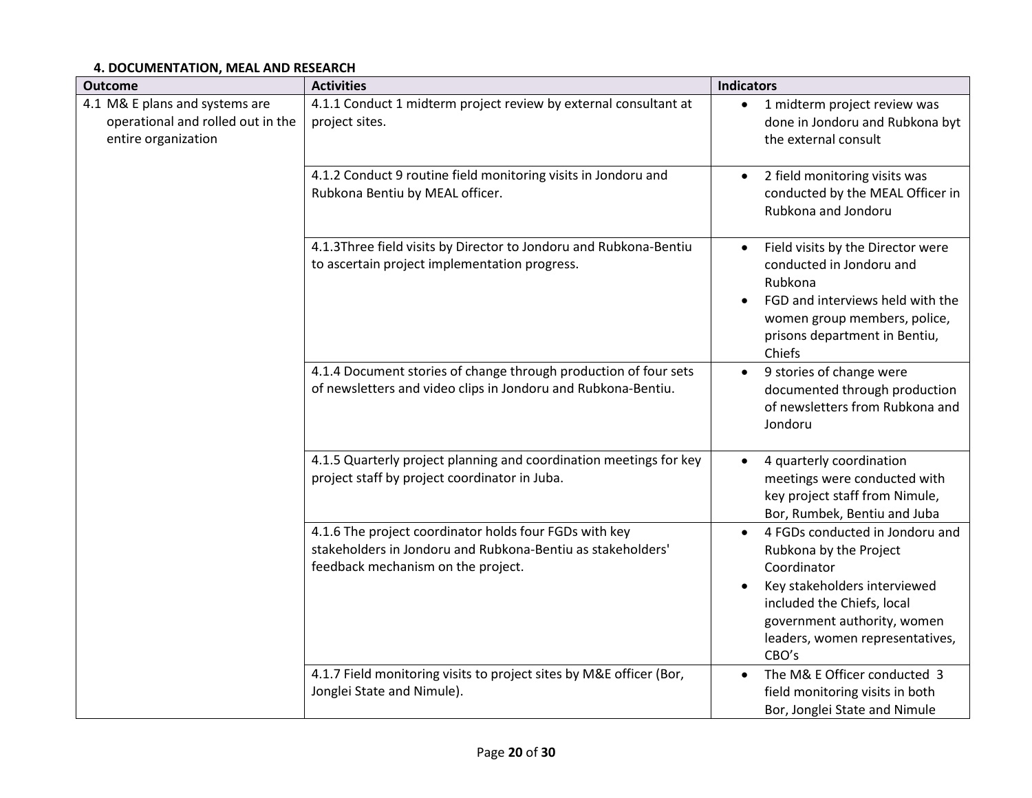#### 4. DOCUMENTATION, MEAL AND RESEARCH

| Outcome | Activities | Indicators |
|---|---|---|
| 4.1 M& E plans and systems are operational and rolled out in the entire organization | 4.1.1 Conduct 1 midterm project review by external consultant at project sites. | • 1 midterm project review was done in Jondoru and Rubkona byt the external consult |
| | 4.1.2 Conduct 9 routine field monitoring visits in Jondoru and Rubkona Bentiu by MEAL officer. | • 2 field monitoring visits was conducted by the MEAL Officer in Rubkona and Jondoru |
| | 4.1.3Three field visits by Director to Jondoru and Rubkona-Bentiu to ascertain project implementation progress. | • Field visits by the Director were conducted in Jondoru and Rubkona<br>• FGD and interviews held with the women group members, police, prisons department in Bentiu, Chiefs |
| | 4.1.4 Document stories of change through production of four sets of newsletters and video clips in Jondoru and Rubkona-Bentiu. | • 9 stories of change were documented through production of newsletters from Rubkona and Jondoru |
| | 4.1.5 Quarterly project planning and coordination meetings for key project staff by project coordinator in Juba. | • 4 quarterly coordination meetings were conducted with key project staff from Nimule, Bor, Rumbek, Bentiu and Juba |
| | 4.1.6 The project coordinator holds four FGDs with key stakeholders in Jondoru and Rubkona-Bentiu as stakeholders' feedback mechanism on the project. | • 4 FGDs conducted in Jondoru and Rubkona by the Project Coordinator<br>• Key stakeholders interviewed included the Chiefs, local government authority, women leaders, women representatives, CBO's |
| | 4.1.7 Field monitoring visits to project sites by M&E officer (Bor, Jonglei State and Nimule). | • The M& E Officer conducted 3 field monitoring visits in both Bor, Jonglei State and Nimule |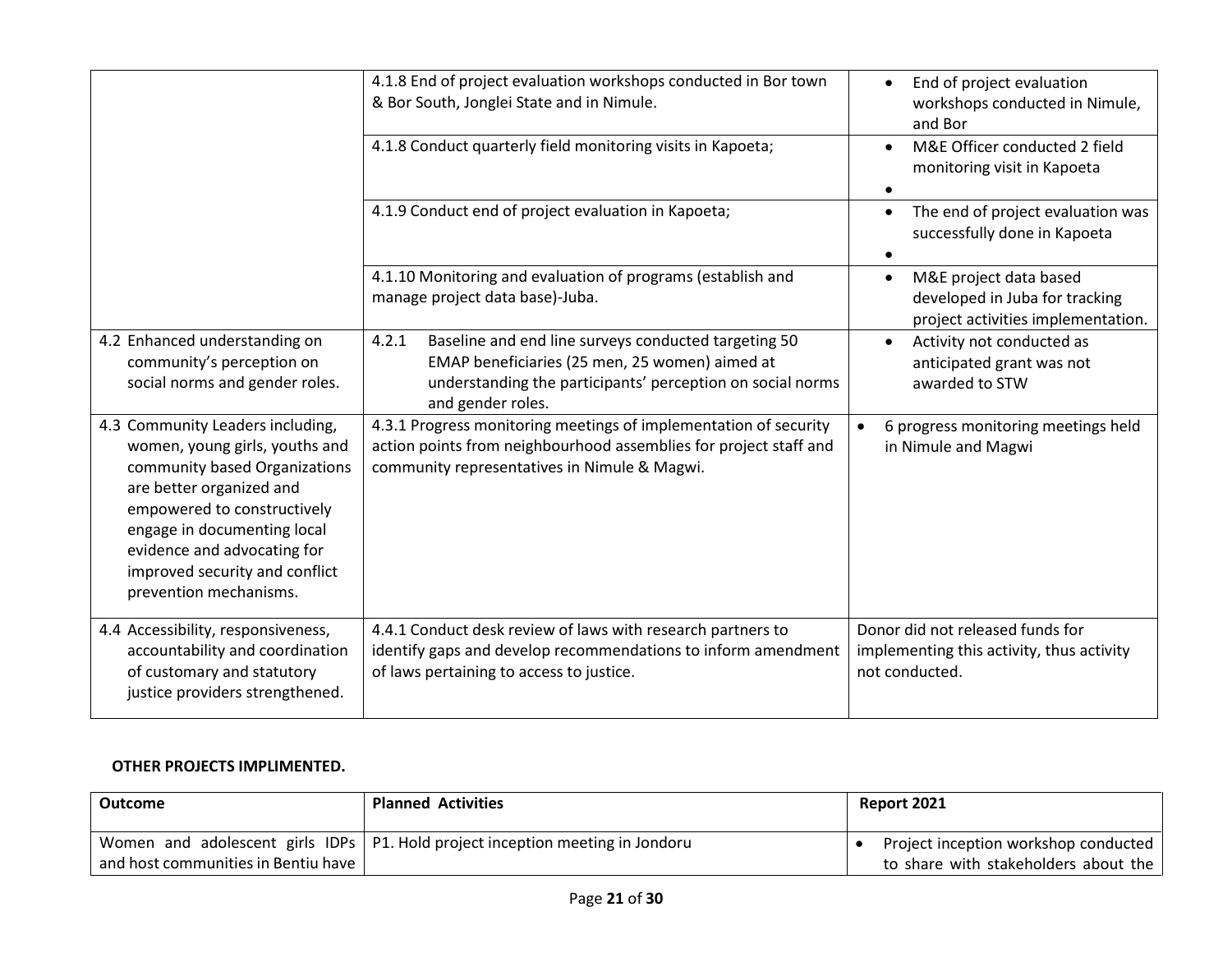| | | |
|---|---|---|
| | 4.1.8 End of project evaluation workshops conducted in Bor town & Bor South, Jonglei State and in Nimule. | • End of project evaluation workshops conducted in Nimule, and Bor |
| | 4.1.8 Conduct quarterly field monitoring visits in Kapoeta; | • M&E Officer conducted 2 field monitoring visit in Kapoeta<br>• |
| | 4.1.9 Conduct end of project evaluation in Kapoeta; | • The end of project evaluation was successfully done in Kapoeta<br>• |
| | 4.1.10 Monitoring and evaluation of programs (establish and manage project data base)-Juba. | • M&E project data based developed in Juba for tracking project activities implementation. |
| 4.2 Enhanced understanding on community's perception on social norms and gender roles. | 4.2.1 Baseline and end line surveys conducted targeting 50 EMAP beneficiaries (25 men, 25 women) aimed at understanding the participants' perception on social norms and gender roles. | • Activity not conducted as anticipated grant was not awarded to STW |
| 4.3 Community Leaders including, women, young girls, youths and community based Organizations are better organized and empowered to constructively engage in documenting local evidence and advocating for improved security and conflict prevention mechanisms. | 4.3.1 Progress monitoring meetings of implementation of security action points from neighbourhood assemblies for project staff and community representatives in Nimule & Magwi. | • 6 progress monitoring meetings held in Nimule and Magwi |
| 4.4 Accessibility, responsiveness, accountability and coordination of customary and statutory justice providers strengthened. | 4.4.1 Conduct desk review of laws with research partners to identify gaps and develop recommendations to inform amendment of laws pertaining to access to justice. | Donor did not released funds for implementing this activity, thus activity not conducted. |

**OTHER PROJECTS IMPLIMENTED.**

| Outcome | Planned Activities | Report 2021 |
|---|---|---|
| Women and adolescent girls IDPs and host communities in Bentiu have | P1. Hold project inception meeting in Jondoru | • Project inception workshop conducted to share with stakeholders about the |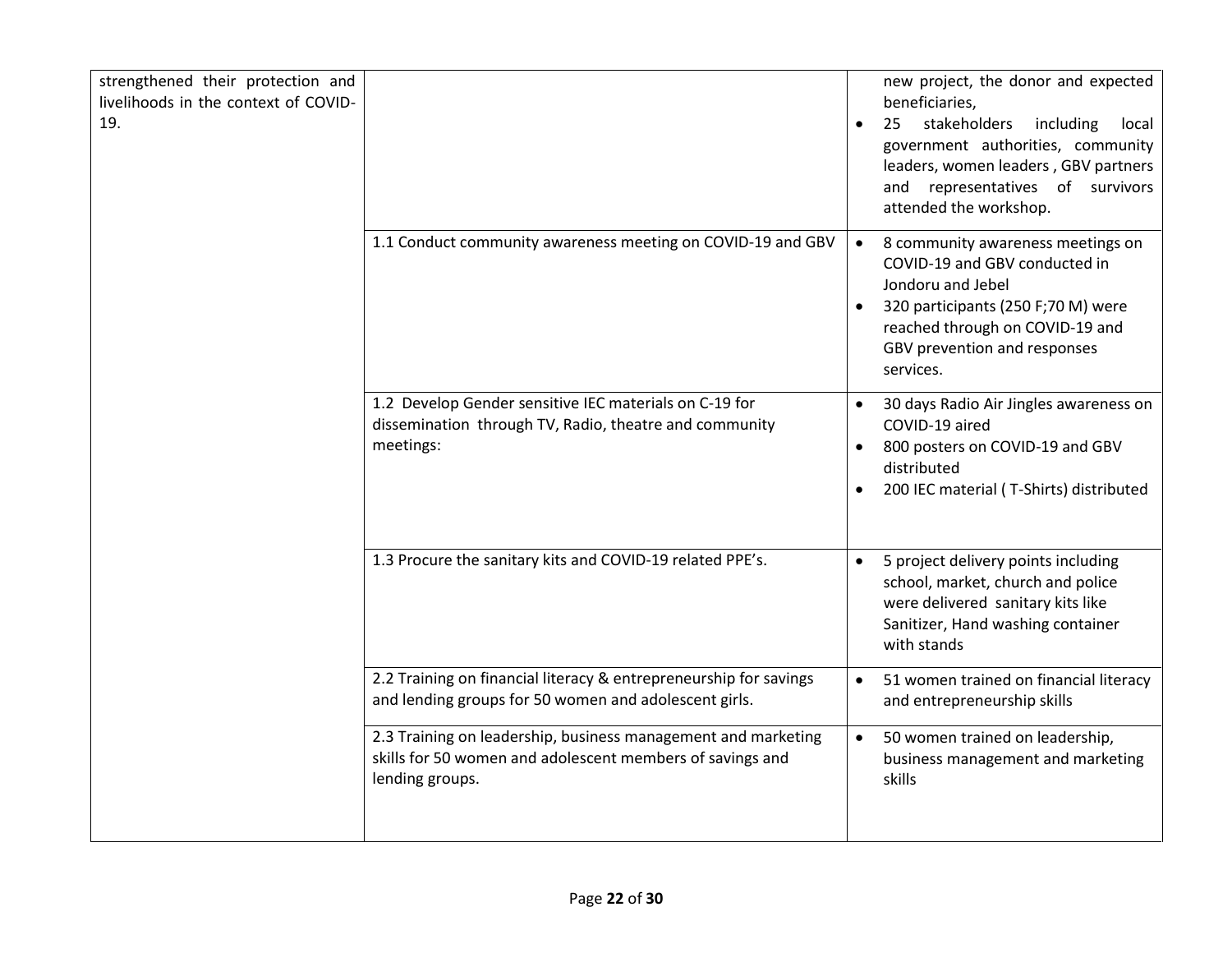| | | |
|---|---|---|
| strengthened their protection and livelihoods in the context of COVID-19. | | • new project, the donor and expected beneficiaries,<br>• 25 stakeholders including local government authorities, community leaders, women leaders , GBV partners and representatives of survivors attended the workshop. |
| | 1.1 Conduct community awareness meeting on COVID-19 and GBV | • 8 community awareness meetings on COVID-19 and GBV conducted in Jondoru and Jebel<br>• 320 participants (250 F;70 M) were reached through on COVID-19 and GBV prevention and responses services. |
| | 1.2 Develop Gender sensitive IEC materials on C-19 for dissemination through TV, Radio, theatre and community meetings: | • 30 days Radio Air Jingles awareness on COVID-19 aired<br>• 800 posters on COVID-19 and GBV distributed<br>• 200 IEC material ( T-Shirts) distributed |
| | 1.3 Procure the sanitary kits and COVID-19 related PPE's. | • 5 project delivery points including school, market, church and police were delivered sanitary kits like Sanitizer, Hand washing container with stands |
| | 2.2 Training on financial literacy & entrepreneurship for savings and lending groups for 50 women and adolescent girls. | • 51 women trained on financial literacy and entrepreneurship skills |
| | 2.3 Training on leadership, business management and marketing skills for 50 women and adolescent members of savings and lending groups. | • 50 women trained on leadership, business management and marketing skills |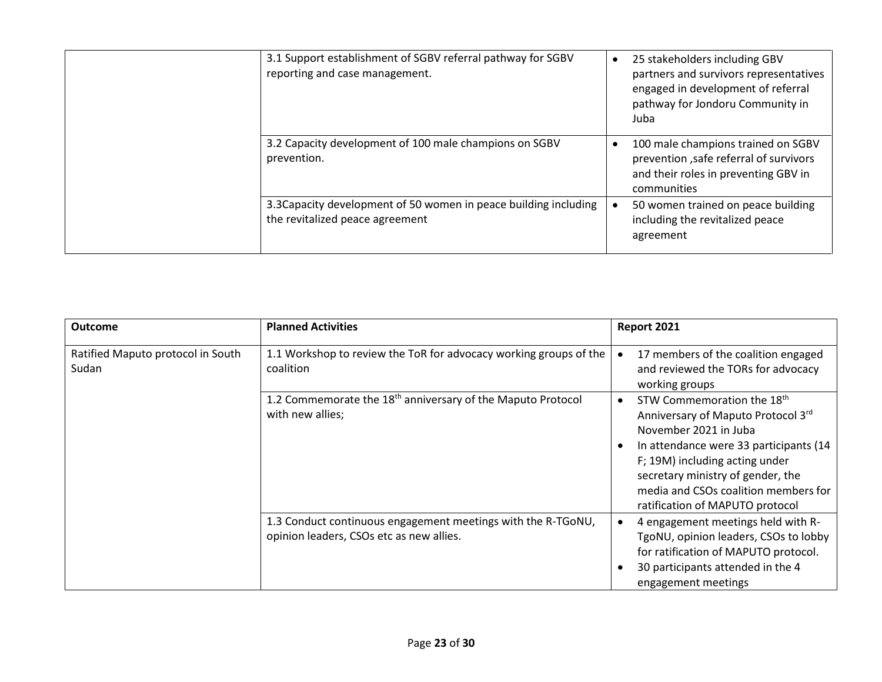| | | |
|---|---|---|
| | 3.1 Support establishment of SGBV referral pathway for SGBV reporting and case management. | • 25 stakeholders including GBV partners and survivors representatives engaged in development of referral pathway for Jondoru Community in Juba |
| | 3.2 Capacity development of 100 male champions on SGBV prevention. | • 100 male champions trained on SGBV prevention ,safe referral of survivors and their roles in preventing GBV in communities |
| | 3.3Capacity development of 50 women in peace building including the revitalized peace agreement | • 50 women trained on peace building including the revitalized peace agreement |

| Outcome | Planned Activities | Report 2021 |
|---|---|---|
| Ratified Maputo protocol in South Sudan | 1.1 Workshop to review the ToR for advocacy working groups of the coalition | • 17 members of the coalition engaged and reviewed the TORs for advocacy working groups |
| | 1.2 Commemorate the 18th anniversary of the Maputo Protocol with new allies; | • STW Commemoration the 18th Anniversary of Maputo Protocol 3rd November 2021 in Juba<br>• In attendance were 33 participants (14 F; 19M) including acting under secretary ministry of gender, the media and CSOs coalition members for ratification of MAPUTO protocol |
| | 1.3 Conduct continuous engagement meetings with the R-TGoNU, opinion leaders, CSOs etc as new allies. | • 4 engagement meetings held with R-TgoNU, opinion leaders, CSOs to lobby for ratification of MAPUTO protocol.<br>• 30 participants attended in the 4 engagement meetings |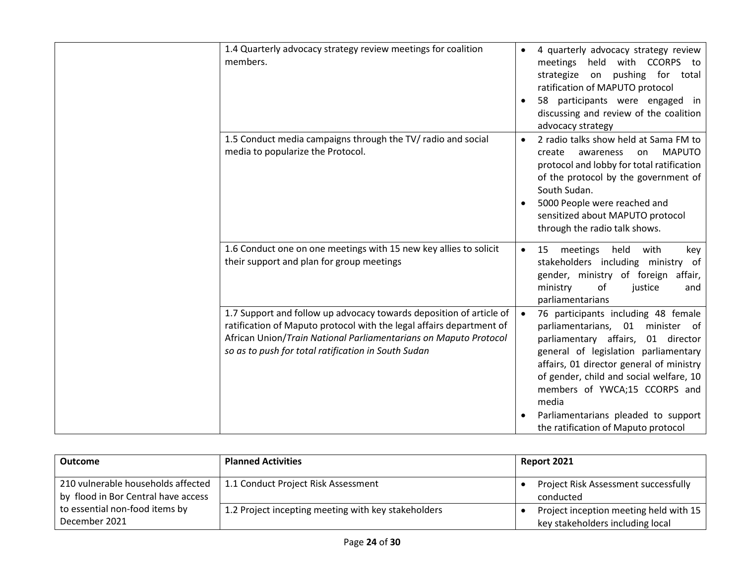| | | |
|---|---|---|
| | 1.4 Quarterly advocacy strategy review meetings for coalition members. | • 4 quarterly advocacy strategy review meetings held with CCORPS to strategize on pushing for total ratification of MAPUTO protocol<br>• 58 participants were engaged in discussing and review of the coalition advocacy strategy |
| | 1.5 Conduct media campaigns through the TV/ radio and social media to popularize the Protocol. | • 2 radio talks show held at Sama FM to create awareness on MAPUTO protocol and lobby for total ratification of the protocol by the government of South Sudan.<br>• 5000 People were reached and sensitized about MAPUTO protocol through the radio talk shows. |
| | 1.6 Conduct one on one meetings with 15 new key allies to solicit their support and plan for group meetings | • 15 meetings held with key stakeholders including ministry of gender, ministry of foreign affair, ministry of justice and parliamentarians |
| | 1.7 Support and follow up advocacy towards deposition of article of ratification of Maputo protocol with the legal affairs department of African Union/*Train National Parliamentarians on Maputo Protocol so as to push for total ratification in South Sudan* | • 76 participants including 48 female parliamentarians, 01 minister of parliamentary affairs, 01 director general of legislation parliamentary affairs, 01 director general of ministry of gender, child and social welfare, 10 members of YWCA;15 CCORPS and media<br>• Parliamentarians pleaded to support the ratification of Maputo protocol |

| **Outcome** | **Planned Activities** | **Report 2021** |
|---|---|---|
| 210 vulnerable households affected by flood in Bor Central have access to essential non-food items by December 2021 | 1.1 Conduct Project Risk Assessment | • Project Risk Assessment successfully conducted |
| | 1.2 Project incepting meeting with key stakeholders | • Project inception meeting held with 15 key stakeholders including local |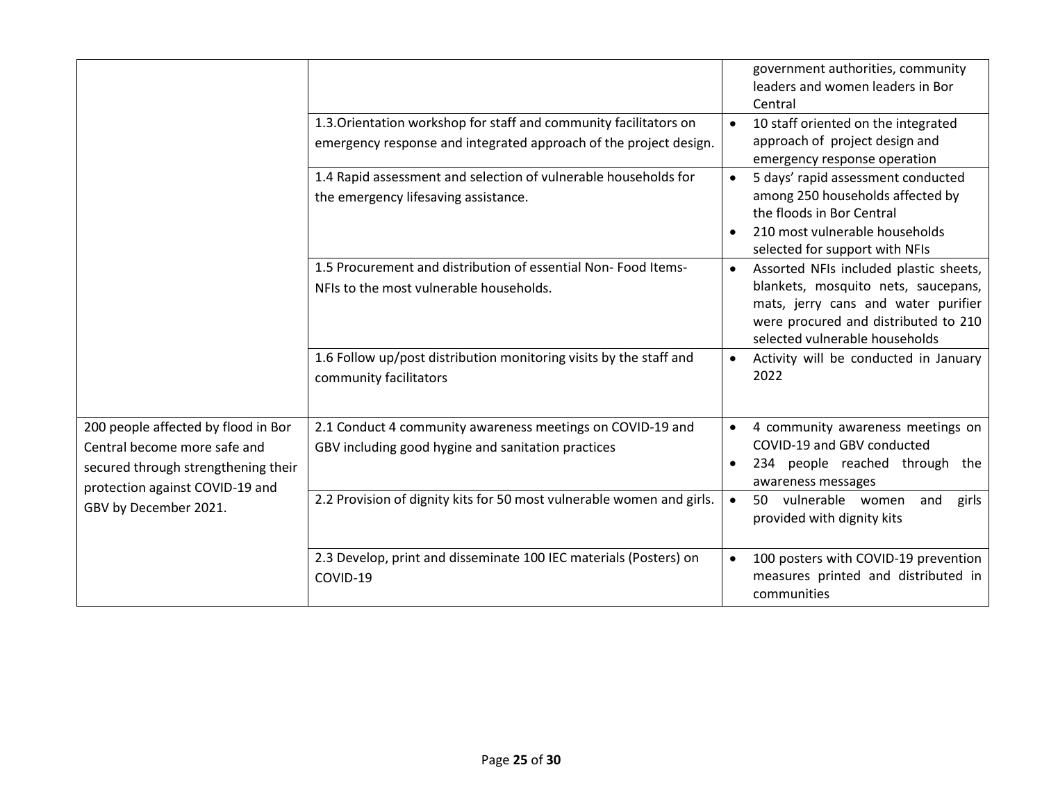| | | |
|---|---|---|
| | | government authorities, community leaders and women leaders in Bor Central |
| | 1.3.Orientation workshop for staff and community facilitators on emergency response and integrated approach of the project design. | • 10 staff oriented on the integrated approach of project design and emergency response operation |
| | 1.4 Rapid assessment and selection of vulnerable households for the emergency lifesaving assistance. | • 5 days' rapid assessment conducted among 250 households affected by the floods in Bor Central<br>• 210 most vulnerable households selected for support with NFIs |
| | 1.5 Procurement and distribution of essential Non- Food Items- NFIs to the most vulnerable households. | • Assorted NFIs included plastic sheets, blankets, mosquito nets, saucepans, mats, jerry cans and water purifier were procured and distributed to 210 selected vulnerable households |
| | 1.6 Follow up/post distribution monitoring visits by the staff and community facilitators | • Activity will be conducted in January 2022 |
| 200 people affected by flood in Bor Central become more safe and secured through strengthening their protection against COVID-19 and GBV by December 2021. | 2.1 Conduct 4 community awareness meetings on COVID-19 and GBV including good hygine and sanitation practices | • 4 community awareness meetings on COVID-19 and GBV conducted<br>• 234 people reached through the awareness messages |
| | 2.2 Provision of dignity kits for 50 most vulnerable women and girls. | • 50 vulnerable women and girls provided with dignity kits |
| | 2.3 Develop, print and disseminate 100 IEC materials (Posters) on COVID-19 | • 100 posters with COVID-19 prevention measures printed and distributed in communities |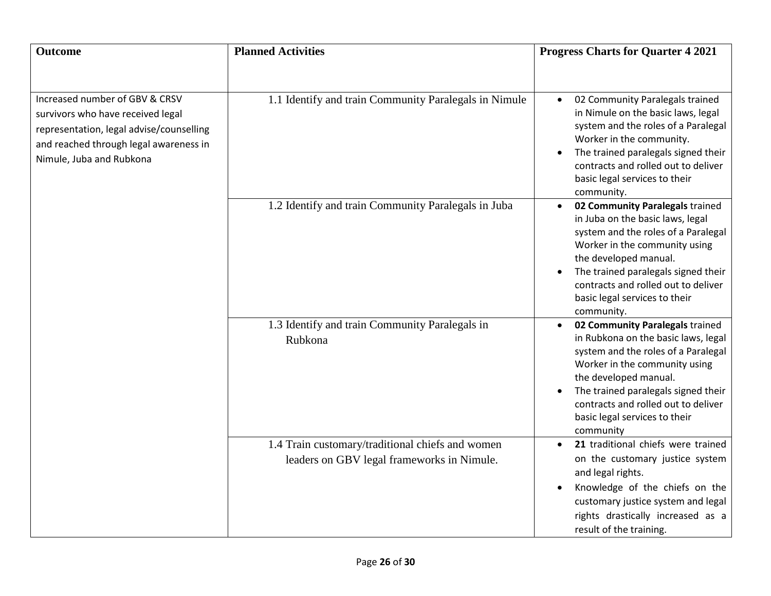| Outcome | Planned Activities | Progress Charts for Quarter 4 2021 |
|---|---|---|
| Increased number of GBV & CRSV survivors who have received legal representation, legal advise/counselling and reached through legal awareness in Nimule, Juba and Rubkona | 1.1 Identify and train Community Paralegals in Nimule | • 02 Community Paralegals trained in Nimule on the basic laws, legal system and the roles of a Paralegal Worker in the community.<br>• The trained paralegals signed their contracts and rolled out to deliver basic legal services to their community. |
| | 1.2 Identify and train Community Paralegals in Juba | • **02 Community Paralegals** trained in Juba on the basic laws, legal system and the roles of a Paralegal Worker in the community using the developed manual.<br>• The trained paralegals signed their contracts and rolled out to deliver basic legal services to their community. |
| | 1.3 Identify and train Community Paralegals in Rubkona | • **02 Community Paralegals** trained in Rubkona on the basic laws, legal system and the roles of a Paralegal Worker in the community using the developed manual.<br>• The trained paralegals signed their contracts and rolled out to deliver basic legal services to their community |
| | 1.4 Train customary/traditional chiefs and women leaders on GBV legal frameworks in Nimule. | • **21** traditional chiefs were trained on the customary justice system and legal rights.<br>• Knowledge of the chiefs on the customary justice system and legal rights drastically increased as a result of the training. |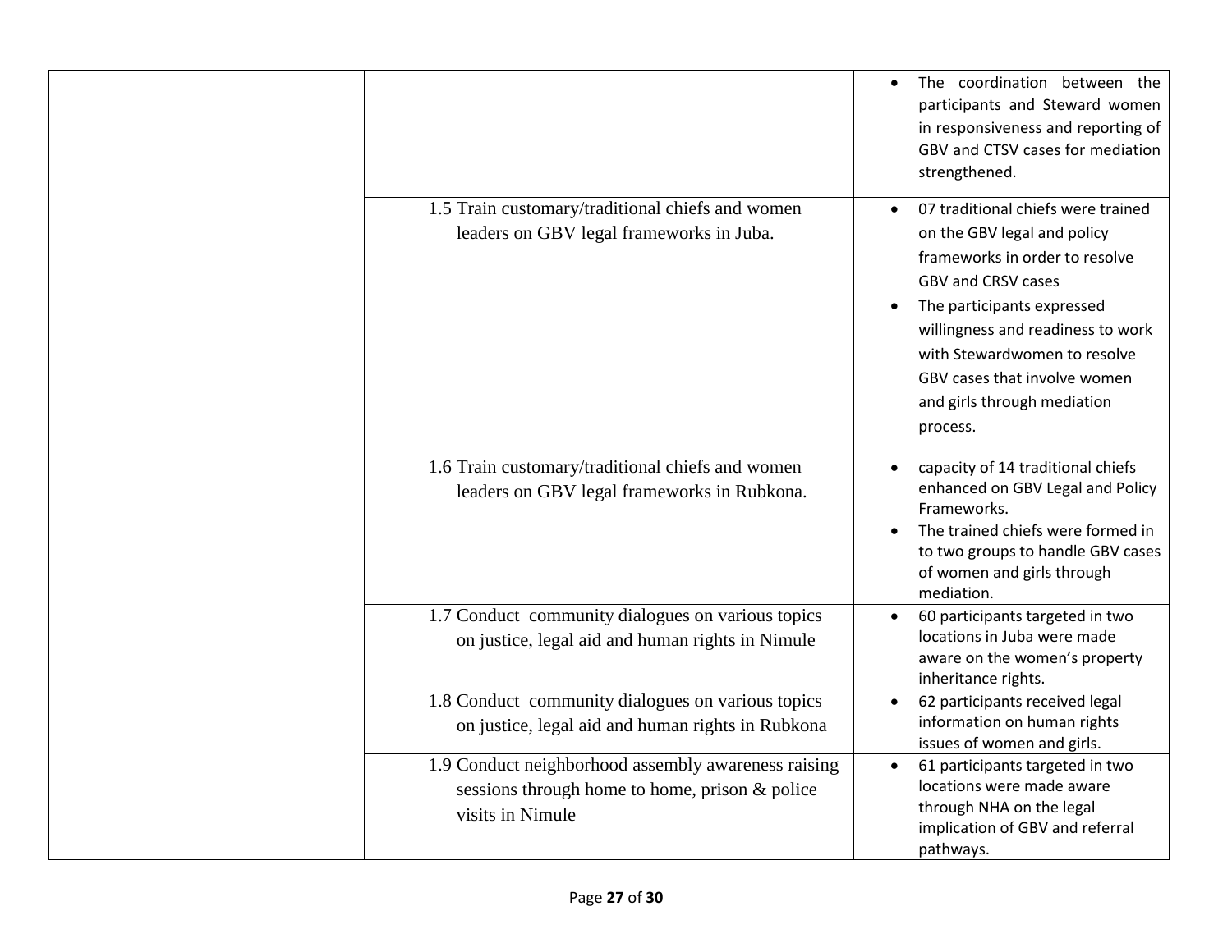| | | |
|---|---|---|
| | | • The coordination between the participants and Steward women in responsiveness and reporting of GBV and CTSV cases for mediation strengthened. |
| | 1.5 Train customary/traditional chiefs and women leaders on GBV legal frameworks in Juba. | • 07 traditional chiefs were trained on the GBV legal and policy frameworks in order to resolve GBV and CRSV cases<br>• The participants expressed willingness and readiness to work with Stewardwomen to resolve GBV cases that involve women and girls through mediation process. |
| | 1.6 Train customary/traditional chiefs and women leaders on GBV legal frameworks in Rubkona. | • capacity of 14 traditional chiefs enhanced on GBV Legal and Policy Frameworks.<br>• The trained chiefs were formed in to two groups to handle GBV cases of women and girls through mediation. |
| | 1.7 Conduct community dialogues on various topics on justice, legal aid and human rights in Nimule | • 60 participants targeted in two locations in Juba were made aware on the women's property inheritance rights. |
| | 1.8 Conduct community dialogues on various topics on justice, legal aid and human rights in Rubkona | • 62 participants received legal information on human rights issues of women and girls. |
| | 1.9 Conduct neighborhood assembly awareness raising sessions through home to home, prison & police visits in Nimule | • 61 participants targeted in two locations were made aware through NHA on the legal implication of GBV and referral pathways. |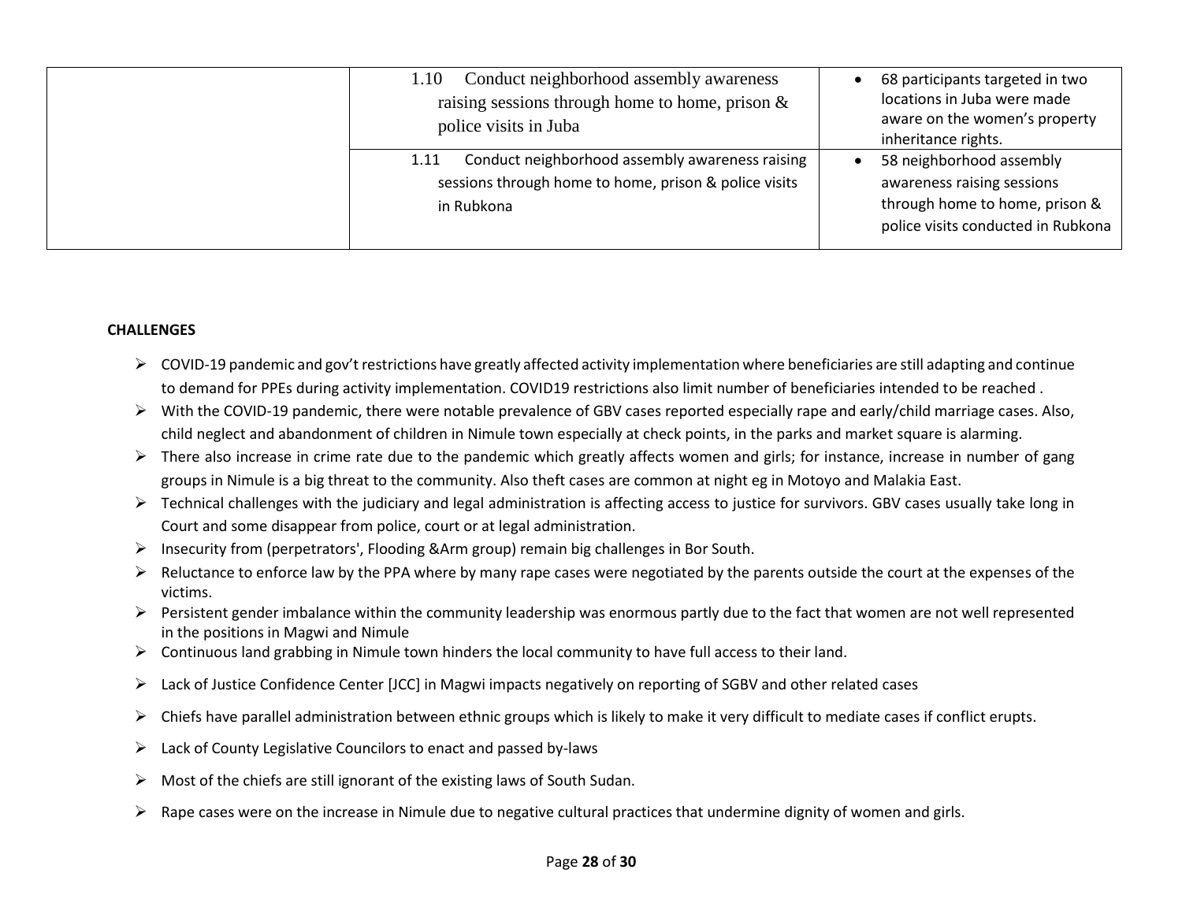| | | |
|---|---|---|
| | 1.10 Conduct neighborhood assembly awareness raising sessions through home to home, prison & police visits in Juba | • 68 participants targeted in two locations in Juba were made aware on the women's property inheritance rights. |
| | 1.11 Conduct neighborhood assembly awareness raising sessions through home to home, prison & police visits in Rubkona | • 58 neighborhood assembly awareness raising sessions through home to home, prison & police visits conducted in Rubkona |

**CHALLENGES**

- COVID-19 pandemic and gov't restrictions have greatly affected activity implementation where beneficiaries are still adapting and continue to demand for PPEs during activity implementation. COVID19 restrictions also limit number of beneficiaries intended to be reached .
- With the COVID-19 pandemic, there were notable prevalence of GBV cases reported especially rape and early/child marriage cases. Also, child neglect and abandonment of children in Nimule town especially at check points, in the parks and market square is alarming.
- There also increase in crime rate due to the pandemic which greatly affects women and girls; for instance, increase in number of gang groups in Nimule is a big threat to the community. Also theft cases are common at night eg in Motoyo and Malakia East.
- Technical challenges with the judiciary and legal administration is affecting access to justice for survivors. GBV cases usually take long in Court and some disappear from police, court or at legal administration.
- Insecurity from (perpetrators', Flooding &Arm group) remain big challenges in Bor South.
- Reluctance to enforce law by the PPA where by many rape cases were negotiated by the parents outside the court at the expenses of the victims.
- Persistent gender imbalance within the community leadership was enormous partly due to the fact that women are not well represented in the positions in Magwi and Nimule
- Continuous land grabbing in Nimule town hinders the local community to have full access to their land.
- Lack of Justice Confidence Center [JCC] in Magwi impacts negatively on reporting of SGBV and other related cases
- Chiefs have parallel administration between ethnic groups which is likely to make it very difficult to mediate cases if conflict erupts.
- Lack of County Legislative Councilors to enact and passed by-laws
- Most of the chiefs are still ignorant of the existing laws of South Sudan.
- Rape cases were on the increase in Nimule due to negative cultural practices that undermine dignity of women and girls.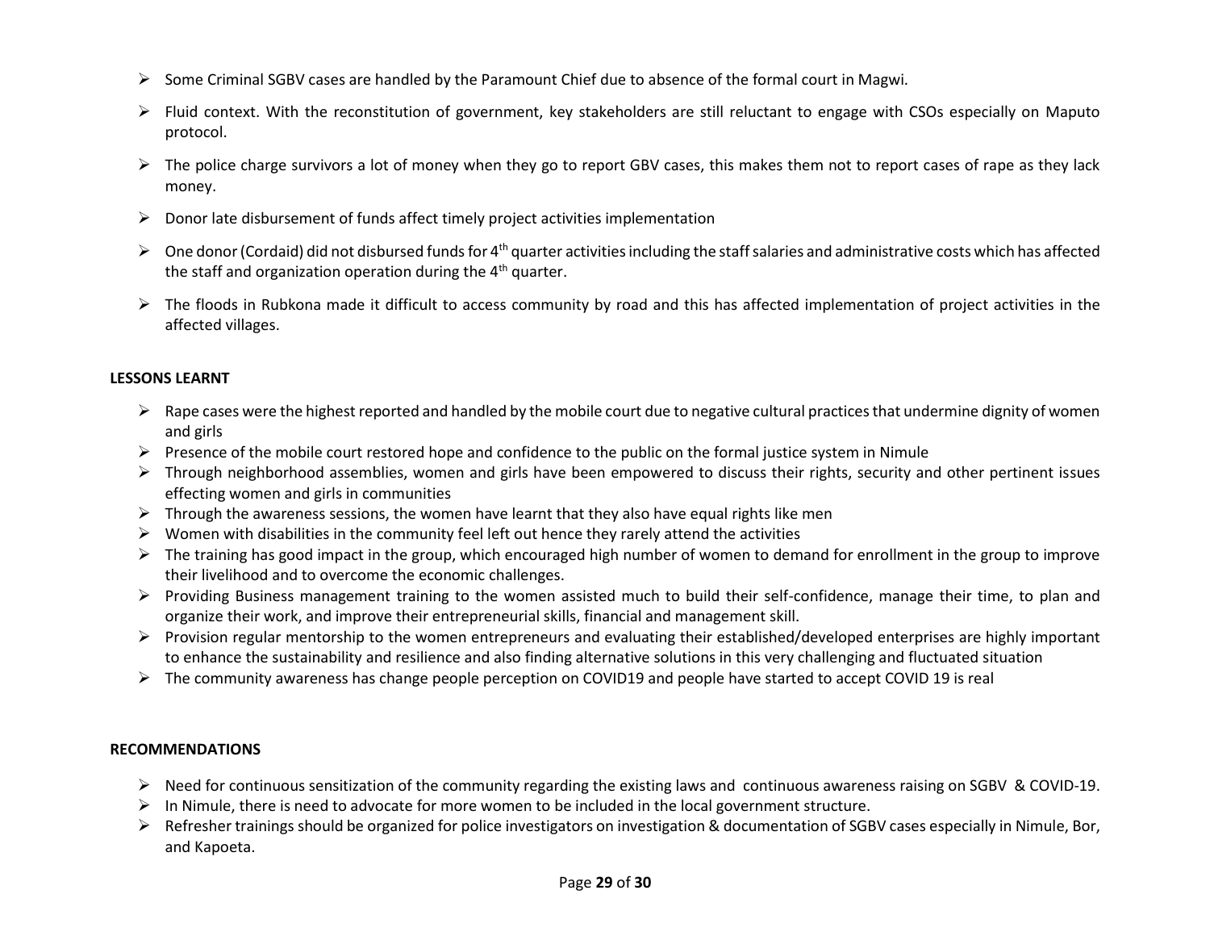- Some Criminal SGBV cases are handled by the Paramount Chief due to absence of the formal court in Magwi.
- Fluid context. With the reconstitution of government, key stakeholders are still reluctant to engage with CSOs especially on Maputo protocol.
- The police charge survivors a lot of money when they go to report GBV cases, this makes them not to report cases of rape as they lack money.
- Donor late disbursement of funds affect timely project activities implementation
- One donor (Cordaid) did not disbursed funds for 4th quarter activities including the staff salaries and administrative costs which has affected the staff and organization operation during the 4th quarter.
- The floods in Rubkona made it difficult to access community by road and this has affected implementation of project activities in the affected villages.

**LESSONS LEARNT**

- Rape cases were the highest reported and handled by the mobile court due to negative cultural practices that undermine dignity of women and girls
- Presence of the mobile court restored hope and confidence to the public on the formal justice system in Nimule
- Through neighborhood assemblies, women and girls have been empowered to discuss their rights, security and other pertinent issues effecting women and girls in communities
- Through the awareness sessions, the women have learnt that they also have equal rights like men
- Women with disabilities in the community feel left out hence they rarely attend the activities
- The training has good impact in the group, which encouraged high number of women to demand for enrollment in the group to improve their livelihood and to overcome the economic challenges.
- Providing Business management training to the women assisted much to build their self-confidence, manage their time, to plan and organize their work, and improve their entrepreneurial skills, financial and management skill.
- Provision regular mentorship to the women entrepreneurs and evaluating their established/developed enterprises are highly important to enhance the sustainability and resilience and also finding alternative solutions in this very challenging and fluctuated situation
- The community awareness has change people perception on COVID19 and people have started to accept COVID 19 is real

**RECOMMENDATIONS**

- Need for continuous sensitization of the community regarding the existing laws and continuous awareness raising on SGBV & COVID-19.
- In Nimule, there is need to advocate for more women to be included in the local government structure.
- Refresher trainings should be organized for police investigators on investigation & documentation of SGBV cases especially in Nimule, Bor, and Kapoeta.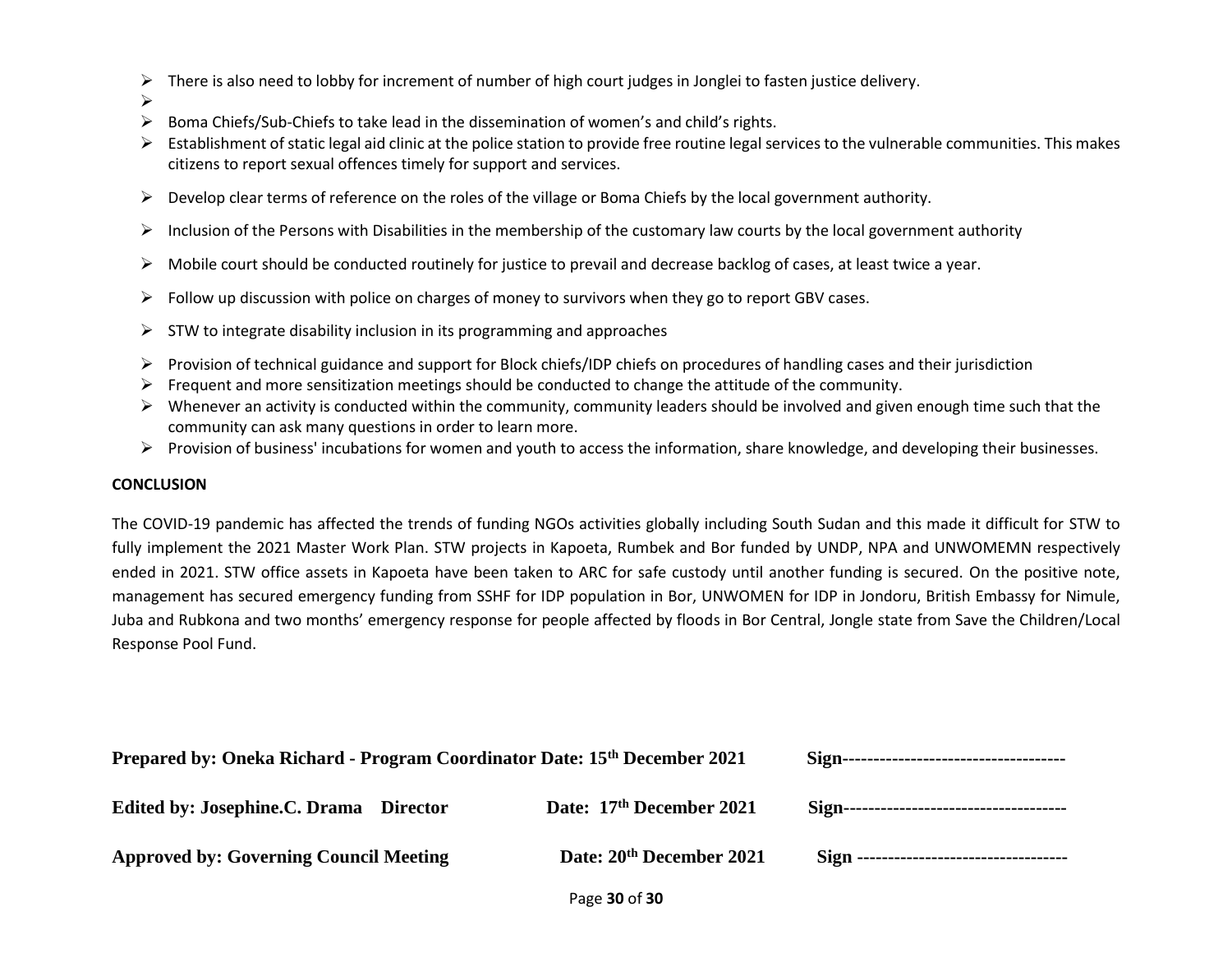- There is also need to lobby for increment of number of high court judges in Jonglei to fasten justice delivery.
- Boma Chiefs/Sub-Chiefs to take lead in the dissemination of women's and child's rights.
- Establishment of static legal aid clinic at the police station to provide free routine legal services to the vulnerable communities. This makes citizens to report sexual offences timely for support and services.
- Develop clear terms of reference on the roles of the village or Boma Chiefs by the local government authority.
- Inclusion of the Persons with Disabilities in the membership of the customary law courts by the local government authority
- Mobile court should be conducted routinely for justice to prevail and decrease backlog of cases, at least twice a year.
- Follow up discussion with police on charges of money to survivors when they go to report GBV cases.
- STW to integrate disability inclusion in its programming and approaches
- Provision of technical guidance and support for Block chiefs/IDP chiefs on procedures of handling cases and their jurisdiction
- Frequent and more sensitization meetings should be conducted to change the attitude of the community.
- Whenever an activity is conducted within the community, community leaders should be involved and given enough time such that the community can ask many questions in order to learn more.
- Provision of business' incubations for women and youth to access the information, share knowledge, and developing their businesses.

**CONCLUSION**

The COVID-19 pandemic has affected the trends of funding NGOs activities globally including South Sudan and this made it difficult for STW to fully implement the 2021 Master Work Plan. STW projects in Kapoeta, Rumbek and Bor funded by UNDP, NPA and UNWOMEMN respectively ended in 2021. STW office assets in Kapoeta have been taken to ARC for safe custody until another funding is secured. On the positive note, management has secured emergency funding from SSHF for IDP population in Bor, UNWOMEN for IDP in Jondoru, British Embassy for Nimule, Juba and Rubkona and two months' emergency response for people affected by floods in Bor Central, Jongle state from Save the Children/Local Response Pool Fund.

**Prepared by: Oneka Richard - Program Coordinator Date: 15th December 2021 Sign-----------------------------------**

**Edited by: Josephine.C. Drama Director Date: 17th December 2021 Sign-----------------------------------**

**Approved by: Governing Council Meeting Date: 20th December 2021 Sign ---------------------------------**